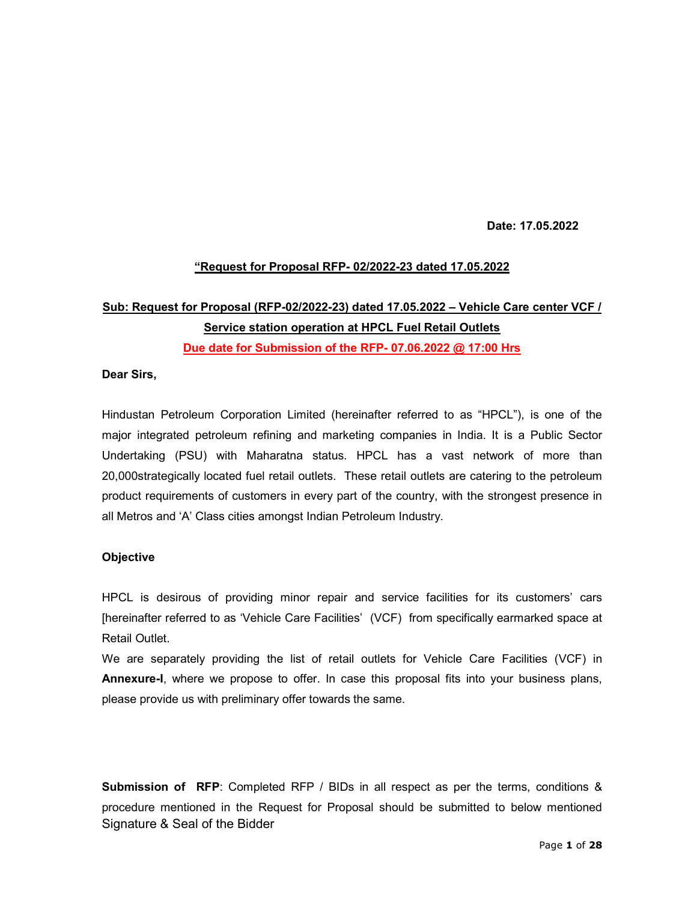**Date: 17.05.2022**

**“Request for Proposal RFP- 02/2022-23 dated 17.05.2022**

**Sub: Request for Proposal (RFP-02/2022-23) dated 17.05.2022 – Vehicle Care center VCF / Service station operation at HPCL Fuel Retail Outlets**

**Due date for Submission of the RFP- 07.06.2022 @ 17:00 Hrs**

**Dear Sirs,**

Hindustan Petroleum Corporation Limited (hereinafter referred to as “HPCL”), is one of the major integrated petroleum refining and marketing companies in India. It is a Public Sector Undertaking (PSU) with Maharatna status. HPCL has a vast network of more than 20,000strategically located fuel retail outlets. These retail outlets are catering to the petroleum product requirements of customers in every part of the country, with the strongest presence in all Metros and ‘A’ Class cities amongst Indian Petroleum Industry.

**Objective**

HPCL is desirous of providing minor repair and service facilities for its customers’ cars [hereinafter referred to as ‘Vehicle Care Facilities’ (VCF) from specifically earmarked space at Retail Outlet.

We are separately providing the list of retail outlets for Vehicle Care Facilities (VCF) in **Annexure-I**, where we propose to offer. In case this proposal fits into your business plans, please provide us with preliminary offer towards the same.

**Submission of RFP**: Completed RFP / BIDs in all respect as per the terms, conditions & procedure mentioned in the Request for Proposal should be submitted to below mentioned

Signature & Seal of the Bidder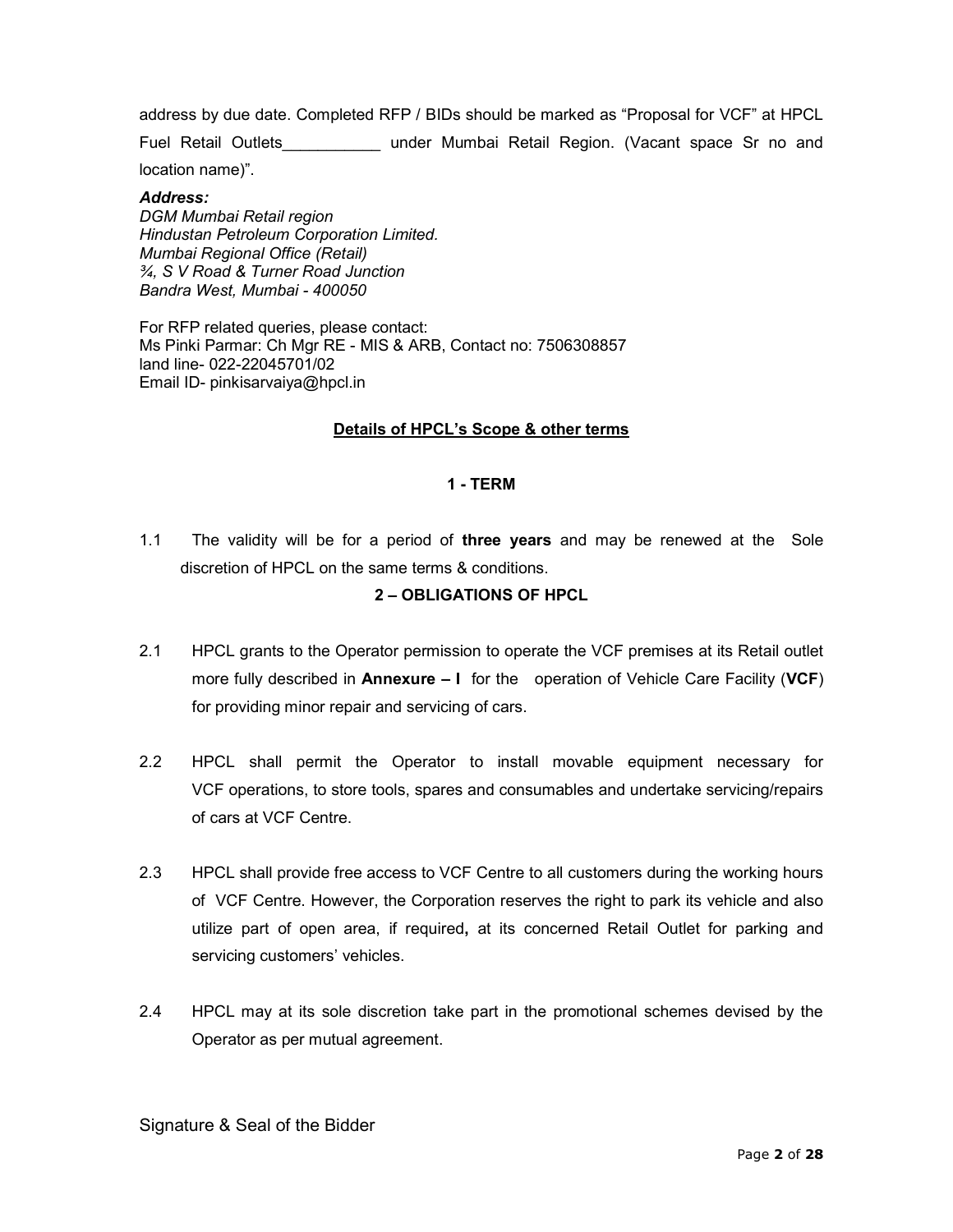address by due date. Completed RFP / BIDs should be marked as "Proposal for VCF" at HPCL Fuel Retail Outlets___________ under Mumbai Retail Region. (Vacant space Sr no and location name)".

***Address:***
*DGM Mumbai Retail region*
*Hindustan Petroleum Corporation Limited.*
*Mumbai Regional Office (Retail)*
*¾, S V Road & Turner Road Junction*
*Bandra West, Mumbai - 400050*

For RFP related queries, please contact:
Ms Pinki Parmar: Ch Mgr RE - MIS & ARB, Contact no: 7506308857
land line- 022-22045701/02
Email ID- pinkisarvaiya@hpcl.in

## Details of HPCL's Scope & other terms

### 1 - TERM

1.1 The validity will be for a period of **three years** and may be renewed at the Sole discretion of HPCL on the same terms & conditions.

### 2 – OBLIGATIONS OF HPCL

2.1 HPCL grants to the Operator permission to operate the VCF premises at its Retail outlet more fully described in **Annexure – I** for the operation of Vehicle Care Facility (**VCF**) for providing minor repair and servicing of cars.

2.2 HPCL shall permit the Operator to install movable equipment necessary for VCF operations, to store tools, spares and consumables and undertake servicing/repairs of cars at VCF Centre.

2.3 HPCL shall provide free access to VCF Centre to all customers during the working hours of VCF Centre. However, the Corporation reserves the right to park its vehicle and also utilize part of open area, if required**,** at its concerned Retail Outlet for parking and servicing customers' vehicles.

2.4 HPCL may at its sole discretion take part in the promotional schemes devised by the Operator as per mutual agreement.

Signature & Seal of the Bidder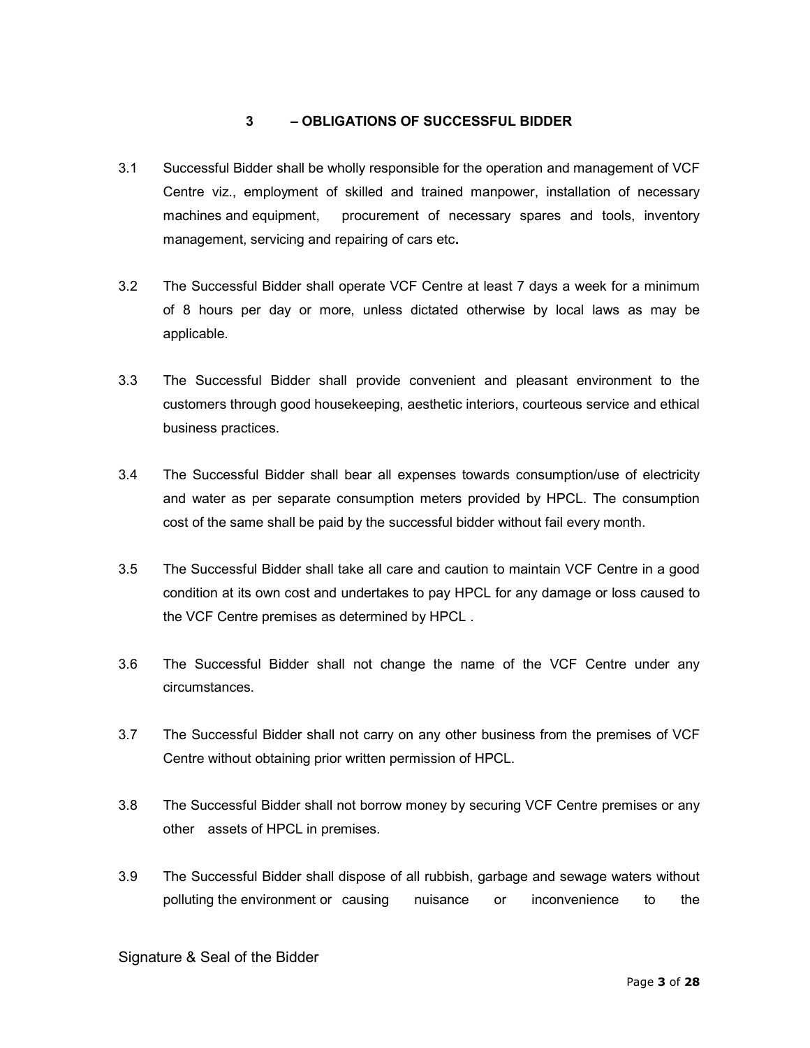## 3 – OBLIGATIONS OF SUCCESSFUL BIDDER

3.1 Successful Bidder shall be wholly responsible for the operation and management of VCF Centre viz., employment of skilled and trained manpower, installation of necessary machines and equipment, procurement of necessary spares and tools, inventory management, servicing and repairing of cars etc.

3.2 The Successful Bidder shall operate VCF Centre at least 7 days a week for a minimum of 8 hours per day or more, unless dictated otherwise by local laws as may be applicable.

3.3 The Successful Bidder shall provide convenient and pleasant environment to the customers through good housekeeping, aesthetic interiors, courteous service and ethical business practices.

3.4 The Successful Bidder shall bear all expenses towards consumption/use of electricity and water as per separate consumption meters provided by HPCL. The consumption cost of the same shall be paid by the successful bidder without fail every month.

3.5 The Successful Bidder shall take all care and caution to maintain VCF Centre in a good condition at its own cost and undertakes to pay HPCL for any damage or loss caused to the VCF Centre premises as determined by HPCL .

3.6 The Successful Bidder shall not change the name of the VCF Centre under any circumstances.

3.7 The Successful Bidder shall not carry on any other business from the premises of VCF Centre without obtaining prior written permission of HPCL.

3.8 The Successful Bidder shall not borrow money by securing VCF Centre premises or any other assets of HPCL in premises.

3.9 The Successful Bidder shall dispose of all rubbish, garbage and sewage waters without polluting the environment or causing nuisance or inconvenience to the

Signature & Seal of the Bidder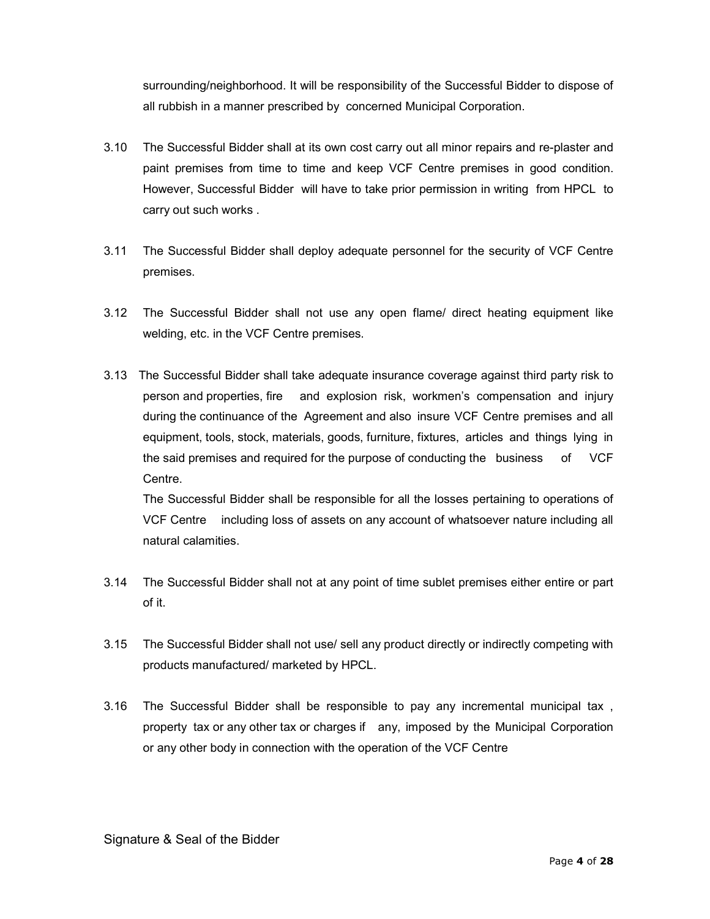surrounding/neighborhood. It will be responsibility of the Successful Bidder to dispose of all rubbish in a manner prescribed by concerned Municipal Corporation.

3.10 The Successful Bidder shall at its own cost carry out all minor repairs and re-plaster and paint premises from time to time and keep VCF Centre premises in good condition. However, Successful Bidder will have to take prior permission in writing from HPCL to carry out such works .

3.11 The Successful Bidder shall deploy adequate personnel for the security of VCF Centre premises.

3.12 The Successful Bidder shall not use any open flame/ direct heating equipment like welding, etc. in the VCF Centre premises.

3.13 The Successful Bidder shall take adequate insurance coverage against third party risk to person and properties, fire and explosion risk, workmen's compensation and injury during the continuance of the Agreement and also insure VCF Centre premises and all equipment, tools, stock, materials, goods, furniture, fixtures, articles and things lying in the said premises and required for the purpose of conducting the business of VCF Centre.

The Successful Bidder shall be responsible for all the losses pertaining to operations of VCF Centre including loss of assets on any account of whatsoever nature including all natural calamities.

3.14 The Successful Bidder shall not at any point of time sublet premises either entire or part of it.

3.15 The Successful Bidder shall not use/ sell any product directly or indirectly competing with products manufactured/ marketed by HPCL.

3.16 The Successful Bidder shall be responsible to pay any incremental municipal tax , property tax or any other tax or charges if any, imposed by the Municipal Corporation or any other body in connection with the operation of the VCF Centre

Signature & Seal of the Bidder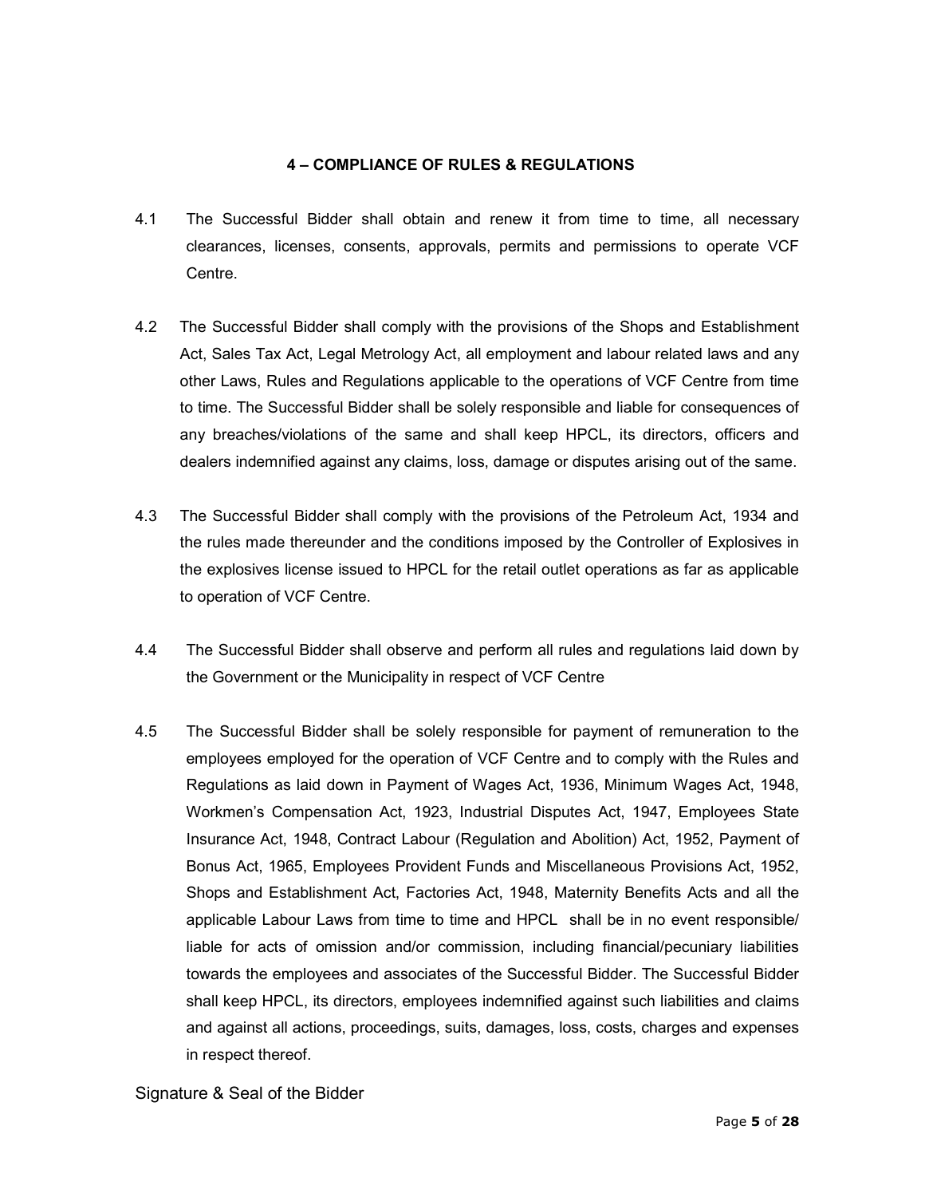## 4 – COMPLIANCE OF RULES & REGULATIONS

4.1 The Successful Bidder shall obtain and renew it from time to time, all necessary clearances, licenses, consents, approvals, permits and permissions to operate VCF Centre.

4.2 The Successful Bidder shall comply with the provisions of the Shops and Establishment Act, Sales Tax Act, Legal Metrology Act, all employment and labour related laws and any other Laws, Rules and Regulations applicable to the operations of VCF Centre from time to time. The Successful Bidder shall be solely responsible and liable for consequences of any breaches/violations of the same and shall keep HPCL, its directors, officers and dealers indemnified against any claims, loss, damage or disputes arising out of the same.

4.3 The Successful Bidder shall comply with the provisions of the Petroleum Act, 1934 and the rules made thereunder and the conditions imposed by the Controller of Explosives in the explosives license issued to HPCL for the retail outlet operations as far as applicable to operation of VCF Centre.

4.4 The Successful Bidder shall observe and perform all rules and regulations laid down by the Government or the Municipality in respect of VCF Centre

4.5 The Successful Bidder shall be solely responsible for payment of remuneration to the employees employed for the operation of VCF Centre and to comply with the Rules and Regulations as laid down in Payment of Wages Act, 1936, Minimum Wages Act, 1948, Workmen's Compensation Act, 1923, Industrial Disputes Act, 1947, Employees State Insurance Act, 1948, Contract Labour (Regulation and Abolition) Act, 1952, Payment of Bonus Act, 1965, Employees Provident Funds and Miscellaneous Provisions Act, 1952, Shops and Establishment Act, Factories Act, 1948, Maternity Benefits Acts and all the applicable Labour Laws from time to time and HPCL shall be in no event responsible/ liable for acts of omission and/or commission, including financial/pecuniary liabilities towards the employees and associates of the Successful Bidder. The Successful Bidder shall keep HPCL, its directors, employees indemnified against such liabilities and claims and against all actions, proceedings, suits, damages, loss, costs, charges and expenses in respect thereof.

Signature & Seal of the Bidder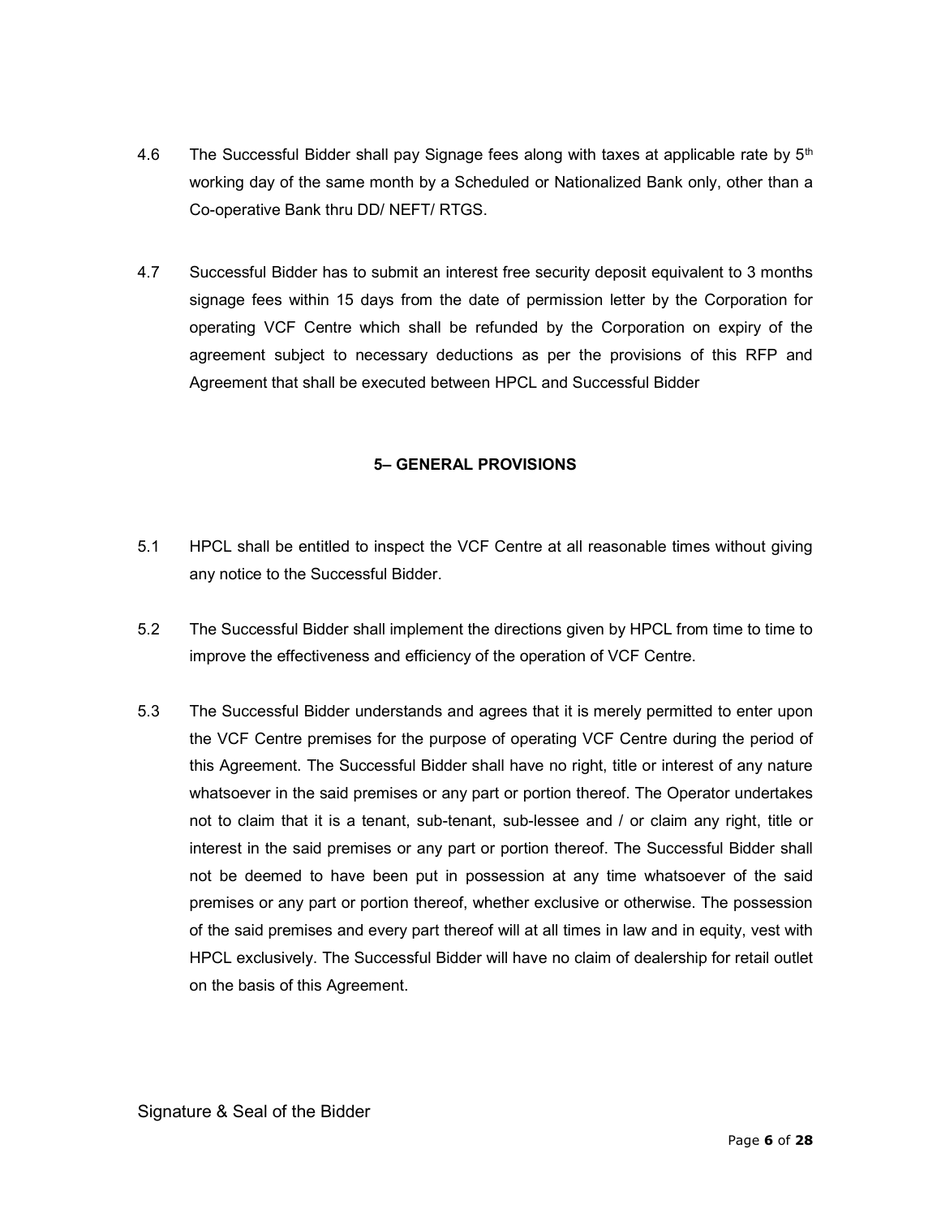4.6 The Successful Bidder shall pay Signage fees along with taxes at applicable rate by 5th working day of the same month by a Scheduled or Nationalized Bank only, other than a Co-operative Bank thru DD/ NEFT/ RTGS.

4.7 Successful Bidder has to submit an interest free security deposit equivalent to 3 months signage fees within 15 days from the date of permission letter by the Corporation for operating VCF Centre which shall be refunded by the Corporation on expiry of the agreement subject to necessary deductions as per the provisions of this RFP and Agreement that shall be executed between HPCL and Successful Bidder

## 5– GENERAL PROVISIONS

5.1 HPCL shall be entitled to inspect the VCF Centre at all reasonable times without giving any notice to the Successful Bidder.

5.2 The Successful Bidder shall implement the directions given by HPCL from time to time to improve the effectiveness and efficiency of the operation of VCF Centre.

5.3 The Successful Bidder understands and agrees that it is merely permitted to enter upon the VCF Centre premises for the purpose of operating VCF Centre during the period of this Agreement. The Successful Bidder shall have no right, title or interest of any nature whatsoever in the said premises or any part or portion thereof. The Operator undertakes not to claim that it is a tenant, sub-tenant, sub-lessee and / or claim any right, title or interest in the said premises or any part or portion thereof. The Successful Bidder shall not be deemed to have been put in possession at any time whatsoever of the said premises or any part or portion thereof, whether exclusive or otherwise. The possession of the said premises and every part thereof will at all times in law and in equity, vest with HPCL exclusively. The Successful Bidder will have no claim of dealership for retail outlet on the basis of this Agreement.

Signature & Seal of the Bidder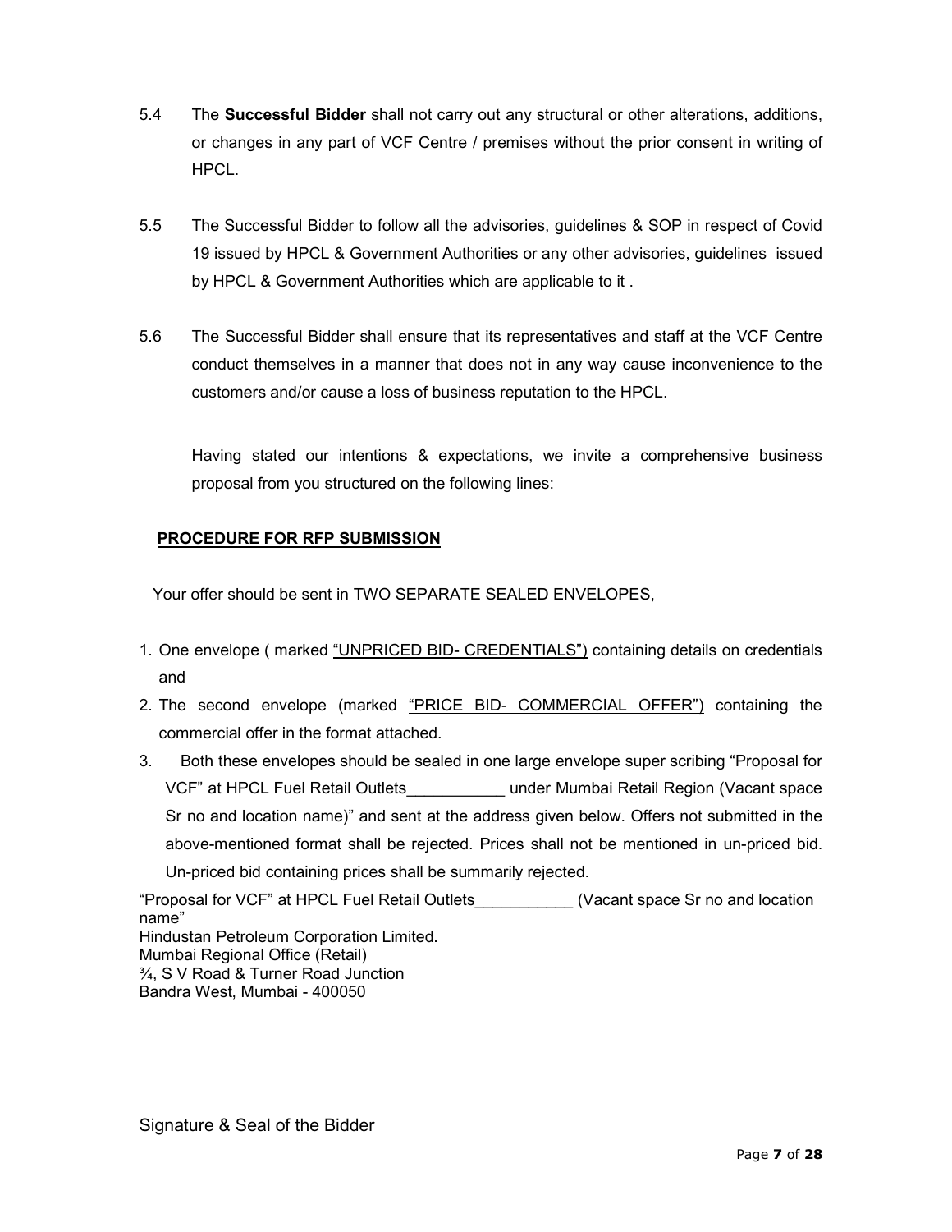5.4 The **Successful Bidder** shall not carry out any structural or other alterations, additions, or changes in any part of VCF Centre / premises without the prior consent in writing of HPCL.

5.5 The Successful Bidder to follow all the advisories, guidelines & SOP in respect of Covid 19 issued by HPCL & Government Authorities or any other advisories, guidelines issued by HPCL & Government Authorities which are applicable to it .

5.6 The Successful Bidder shall ensure that its representatives and staff at the VCF Centre conduct themselves in a manner that does not in any way cause inconvenience to the customers and/or cause a loss of business reputation to the HPCL.

Having stated our intentions & expectations, we invite a comprehensive business proposal from you structured on the following lines:

**PROCEDURE FOR RFP SUBMISSION**

Your offer should be sent in TWO SEPARATE SEALED ENVELOPES,

1. One envelope ( marked "UNPRICED BID- CREDENTIALS") containing details on credentials and
2. The second envelope (marked "PRICE BID- COMMERCIAL OFFER") containing the commercial offer in the format attached.
3. Both these envelopes should be sealed in one large envelope super scribing "Proposal for VCF" at HPCL Fuel Retail Outlets___________ under Mumbai Retail Region (Vacant space Sr no and location name)" and sent at the address given below. Offers not submitted in the above-mentioned format shall be rejected. Prices shall not be mentioned in un-priced bid. Un-priced bid containing prices shall be summarily rejected.

"Proposal for VCF" at HPCL Fuel Retail Outlets___________ (Vacant space Sr no and location name"  
Hindustan Petroleum Corporation Limited.  
Mumbai Regional Office (Retail)  
¾, S V Road & Turner Road Junction  
Bandra West, Mumbai - 400050

Signature & Seal of the Bidder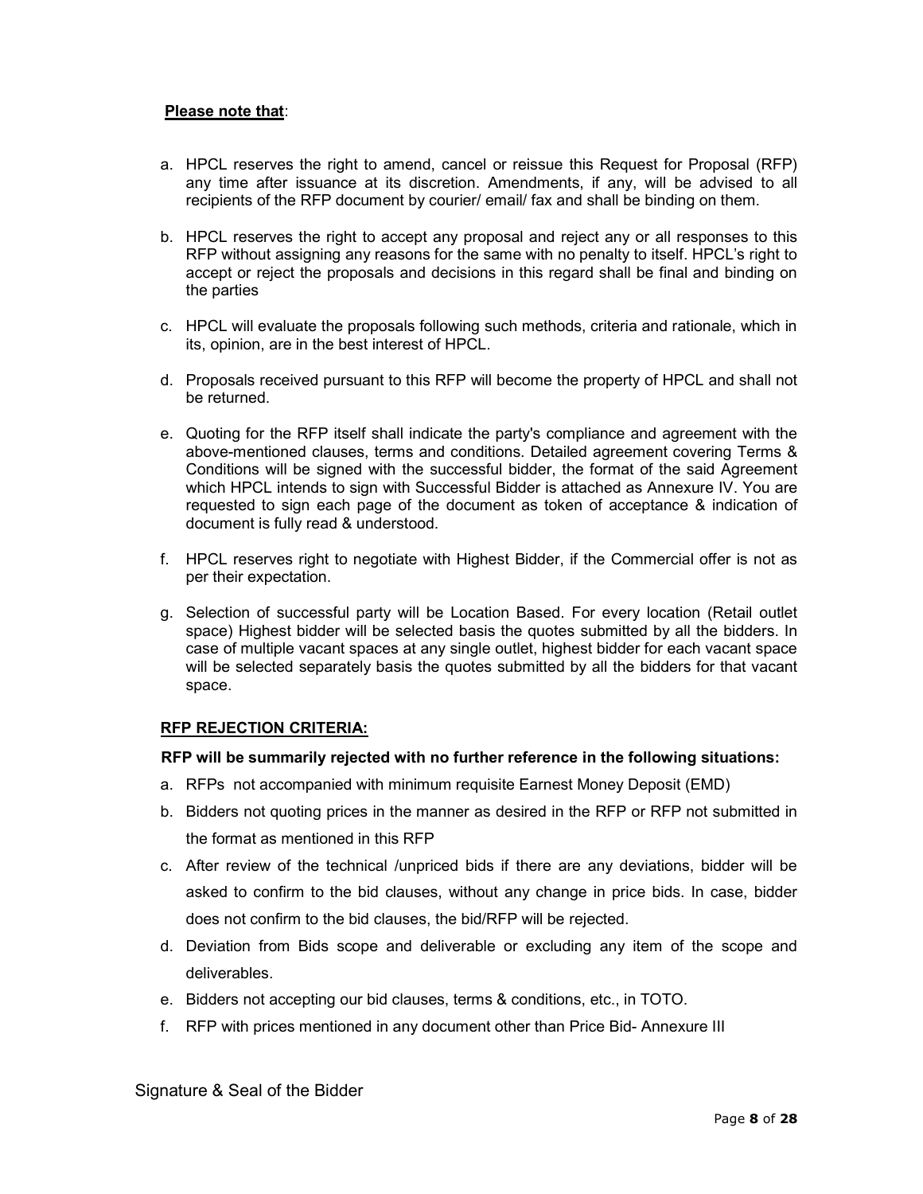**Please note that**:

a. HPCL reserves the right to amend, cancel or reissue this Request for Proposal (RFP) any time after issuance at its discretion. Amendments, if any, will be advised to all recipients of the RFP document by courier/ email/ fax and shall be binding on them.

b. HPCL reserves the right to accept any proposal and reject any or all responses to this RFP without assigning any reasons for the same with no penalty to itself. HPCL's right to accept or reject the proposals and decisions in this regard shall be final and binding on the parties

c. HPCL will evaluate the proposals following such methods, criteria and rationale, which in its, opinion, are in the best interest of HPCL.

d. Proposals received pursuant to this RFP will become the property of HPCL and shall not be returned.

e. Quoting for the RFP itself shall indicate the party's compliance and agreement with the above-mentioned clauses, terms and conditions. Detailed agreement covering Terms & Conditions will be signed with the successful bidder, the format of the said Agreement which HPCL intends to sign with Successful Bidder is attached as Annexure IV. You are requested to sign each page of the document as token of acceptance & indication of document is fully read & understood.

f. HPCL reserves right to negotiate with Highest Bidder, if the Commercial offer is not as per their expectation.

g. Selection of successful party will be Location Based. For every location (Retail outlet space) Highest bidder will be selected basis the quotes submitted by all the bidders. In case of multiple vacant spaces at any single outlet, highest bidder for each vacant space will be selected separately basis the quotes submitted by all the bidders for that vacant space.

**RFP REJECTION CRITERIA:**

**RFP will be summarily rejected with no further reference in the following situations:**

a. RFPs not accompanied with minimum requisite Earnest Money Deposit (EMD)

b. Bidders not quoting prices in the manner as desired in the RFP or RFP not submitted in the format as mentioned in this RFP

c. After review of the technical /unpriced bids if there are any deviations, bidder will be asked to confirm to the bid clauses, without any change in price bids. In case, bidder does not confirm to the bid clauses, the bid/RFP will be rejected.

d. Deviation from Bids scope and deliverable or excluding any item of the scope and deliverables.

e. Bidders not accepting our bid clauses, terms & conditions, etc., in TOTO.

f. RFP with prices mentioned in any document other than Price Bid- Annexure III

Signature & Seal of the Bidder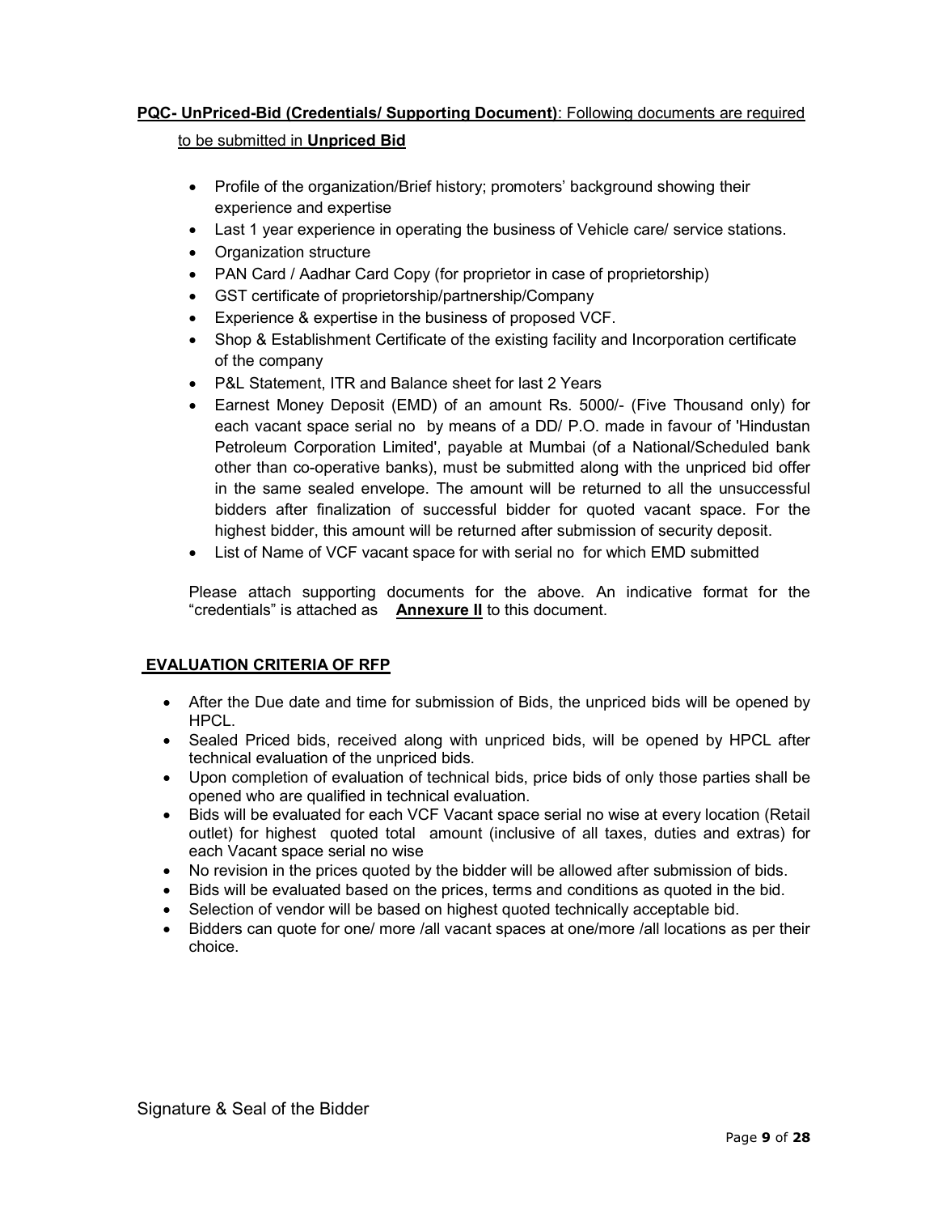**PQC- UnPriced-Bid (Credentials/ Supporting Document)**: Following documents are required to be submitted in **Unpriced Bid**

- Profile of the organization/Brief history; promoters' background showing their experience and expertise
- Last 1 year experience in operating the business of Vehicle care/ service stations.
- Organization structure
- PAN Card / Aadhar Card Copy (for proprietor in case of proprietorship)
- GST certificate of proprietorship/partnership/Company
- Experience & expertise in the business of proposed VCF.
- Shop & Establishment Certificate of the existing facility and Incorporation certificate of the company
- P&L Statement, ITR and Balance sheet for last 2 Years
- Earnest Money Deposit (EMD) of an amount Rs. 5000/- (Five Thousand only) for each vacant space serial no by means of a DD/ P.O. made in favour of 'Hindustan Petroleum Corporation Limited', payable at Mumbai (of a National/Scheduled bank other than co-operative banks), must be submitted along with the unpriced bid offer in the same sealed envelope. The amount will be returned to all the unsuccessful bidders after finalization of successful bidder for quoted vacant space. For the highest bidder, this amount will be returned after submission of security deposit.
- List of Name of VCF vacant space for with serial no for which EMD submitted

Please attach supporting documents for the above. An indicative format for the "credentials" is attached as **Annexure II** to this document.

**EVALUATION CRITERIA OF RFP**

- After the Due date and time for submission of Bids, the unpriced bids will be opened by HPCL.
- Sealed Priced bids, received along with unpriced bids, will be opened by HPCL after technical evaluation of the unpriced bids.
- Upon completion of evaluation of technical bids, price bids of only those parties shall be opened who are qualified in technical evaluation.
- Bids will be evaluated for each VCF Vacant space serial no wise at every location (Retail outlet) for highest quoted total amount (inclusive of all taxes, duties and extras) for each Vacant space serial no wise
- No revision in the prices quoted by the bidder will be allowed after submission of bids.
- Bids will be evaluated based on the prices, terms and conditions as quoted in the bid.
- Selection of vendor will be based on highest quoted technically acceptable bid.
- Bidders can quote for one/ more /all vacant spaces at one/more /all locations as per their choice.

Signature & Seal of the Bidder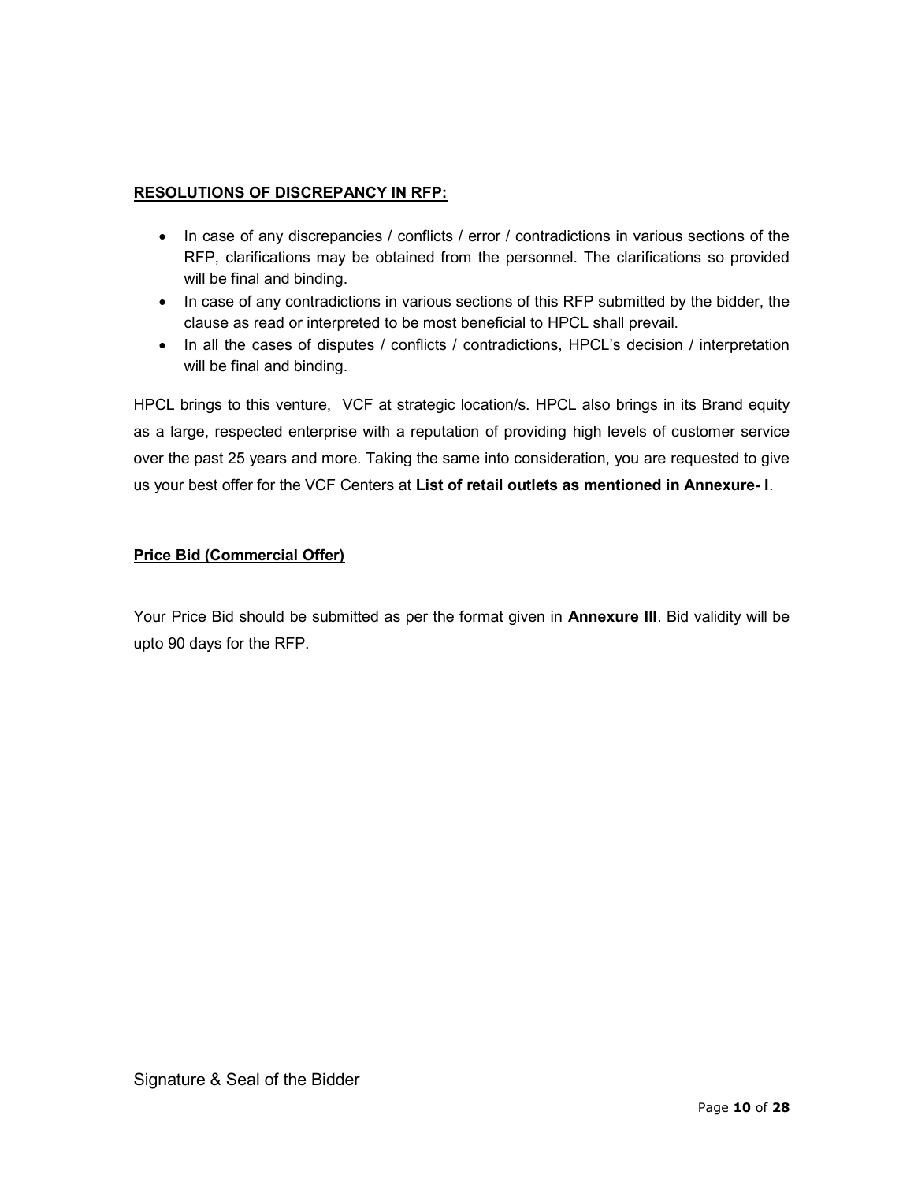**RESOLUTIONS OF DISCREPANCY IN RFP:**

- In case of any discrepancies / conflicts / error / contradictions in various sections of the RFP, clarifications may be obtained from the personnel. The clarifications so provided will be final and binding.
- In case of any contradictions in various sections of this RFP submitted by the bidder, the clause as read or interpreted to be most beneficial to HPCL shall prevail.
- In all the cases of disputes / conflicts / contradictions, HPCL's decision / interpretation will be final and binding.

HPCL brings to this venture, VCF at strategic location/s. HPCL also brings in its Brand equity as a large, respected enterprise with a reputation of providing high levels of customer service over the past 25 years and more. Taking the same into consideration, you are requested to give us your best offer for the VCF Centers at **List of retail outlets as mentioned in Annexure- I**.

**Price Bid (Commercial Offer)**

Your Price Bid should be submitted as per the format given in **Annexure III**. Bid validity will be upto 90 days for the RFP.

Signature & Seal of the Bidder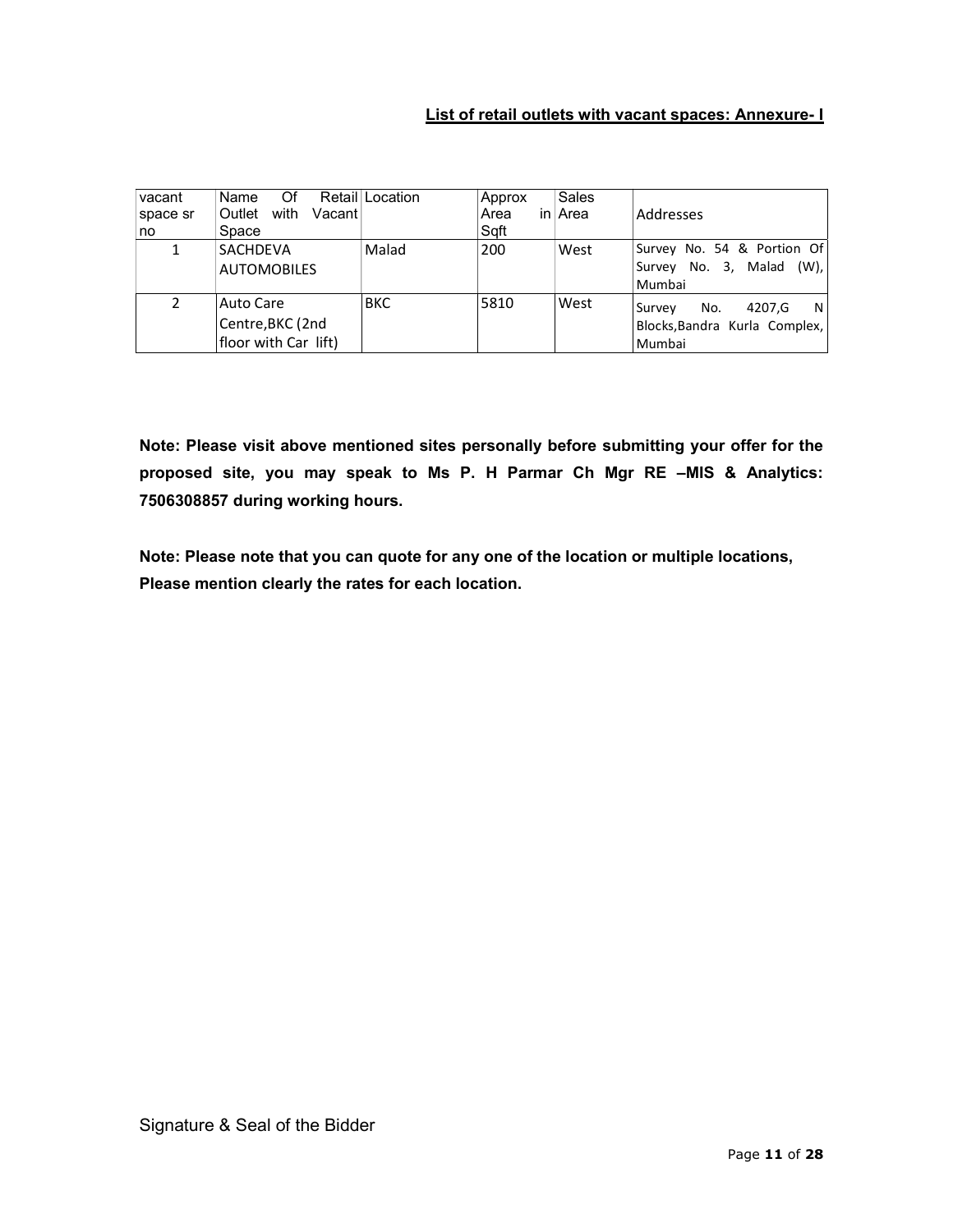**List of retail outlets with vacant spaces: Annexure- I**

| vacant space sr no | Name Of Retail Outlet with Vacant Space | Location | Approx Area in Sqft | Sales Area | Addresses |
|---|---|---|---|---|---|
| 1 | SACHDEVA AUTOMOBILES | Malad | 200 | West | Survey No. 54 & Portion Of Survey No. 3, Malad (W), Mumbai |
| 2 | Auto Care Centre,BKC (2nd floor with Car lift) | BKC | 5810 | West | Survey No. 4207,G N Blocks,Bandra Kurla Complex, Mumbai |

**Note: Please visit above mentioned sites personally before submitting your offer for the proposed site, you may speak to Ms P. H Parmar Ch Mgr RE –MIS & Analytics: 7506308857 during working hours.**

**Note: Please note that you can quote for any one of the location or multiple locations, Please mention clearly the rates for each location.**

Signature & Seal of the Bidder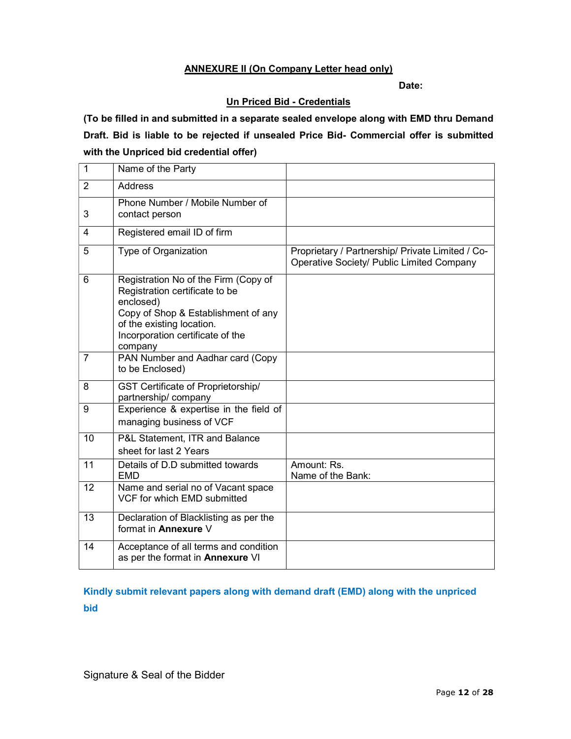**<u>ANNEXURE II (On Company Letter head only)</u>**

**Date:**

**<u>Un Priced Bid - Credentials</u>**

**(To be filled in and submitted in a separate sealed envelope along with EMD thru Demand Draft. Bid is liable to be rejected if unsealed Price Bid- Commercial offer is submitted with the Unpriced bid credential offer)**

| | | |
|---|---|---|
| 1 | Name of the Party | |
| 2 | Address | |
| 3 | Phone Number / Mobile Number of contact person | |
| 4 | Registered email ID of firm | |
| 5 | Type of Organization | Proprietary / Partnership/ Private Limited / Co-Operative Society/ Public Limited Company |
| 6 | Registration No of the Firm (Copy of Registration certificate to be enclosed)<br>Copy of Shop & Establishment of any of the existing location.<br>Incorporation certificate of the company | |
| 7 | PAN Number and Aadhar card (Copy to be Enclosed) | |
| 8 | GST Certificate of Proprietorship/ partnership/ company | |
| 9 | Experience & expertise in the field of managing business of VCF | |
| 10 | P&L Statement, ITR and Balance sheet for last 2 Years | |
| 11 | Details of D.D submitted towards EMD | Amount: Rs.<br>Name of the Bank: |
| 12 | Name and serial no of Vacant space VCF for which EMD submitted | |
| 13 | Declaration of Blacklisting as per the format in **Annexure** V | |
| 14 | Acceptance of all terms and condition as per the format in **Annexure** VI | |

**Kindly submit relevant papers along with demand draft (EMD) along with the unpriced bid**

Signature & Seal of the Bidder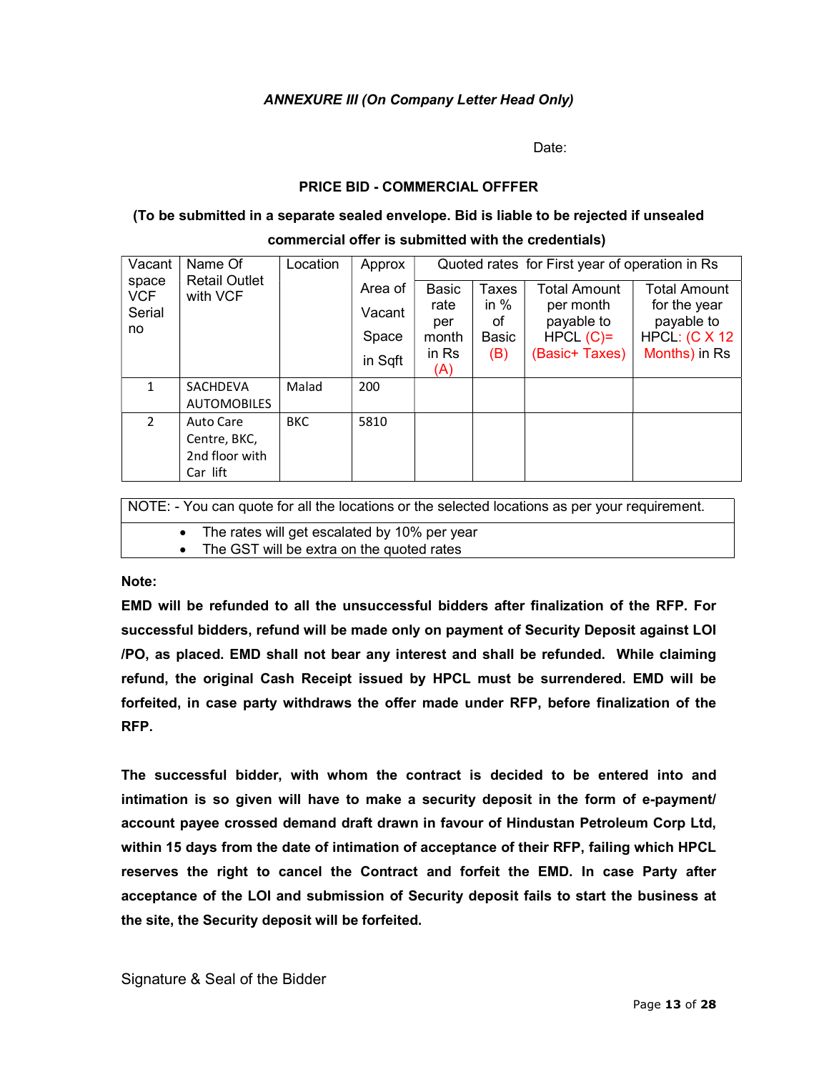*ANNEXURE III (On Company Letter Head Only)*

Date:

**PRICE BID - COMMERCIAL OFFFER**

**(To be submitted in a separate sealed envelope. Bid is liable to be rejected if unsealed commercial offer is submitted with the credentials)**

| Vacant space VCF Serial no | Name Of Retail Outlet with VCF | Location | Approx Area of Vacant Space in Sqft | Quoted rates for First year of operation in Rs | | | |
|---|---|---|---|---|---|---|---|
| | | | | Basic rate per month in Rs (A) | Taxes in % of Basic (B) | Total Amount per month payable to HPCL (C)= (Basic+ Taxes) | Total Amount for the year payable to HPCL: (C X 12 Months) in Rs |
| 1 | SACHDEVA AUTOMOBILES | Malad | 200 | | | | |
| 2 | Auto Care Centre, BKC, 2nd floor with Car lift | BKC | 5810 | | | | |

NOTE: - You can quote for all the locations or the selected locations as per your requirement.

- The rates will get escalated by 10% per year
- The GST will be extra on the quoted rates

**Note:**

**EMD will be refunded to all the unsuccessful bidders after finalization of the RFP. For successful bidders, refund will be made only on payment of Security Deposit against LOI /PO, as placed. EMD shall not bear any interest and shall be refunded. While claiming refund, the original Cash Receipt issued by HPCL must be surrendered. EMD will be forfeited, in case party withdraws the offer made under RFP, before finalization of the RFP.**

**The successful bidder, with whom the contract is decided to be entered into and intimation is so given will have to make a security deposit in the form of e-payment/ account payee crossed demand draft drawn in favour of Hindustan Petroleum Corp Ltd, within 15 days from the date of intimation of acceptance of their RFP, failing which HPCL reserves the right to cancel the Contract and forfeit the EMD. In case Party after acceptance of the LOI and submission of Security deposit fails to start the business at the site, the Security deposit will be forfeited.**

Signature & Seal of the Bidder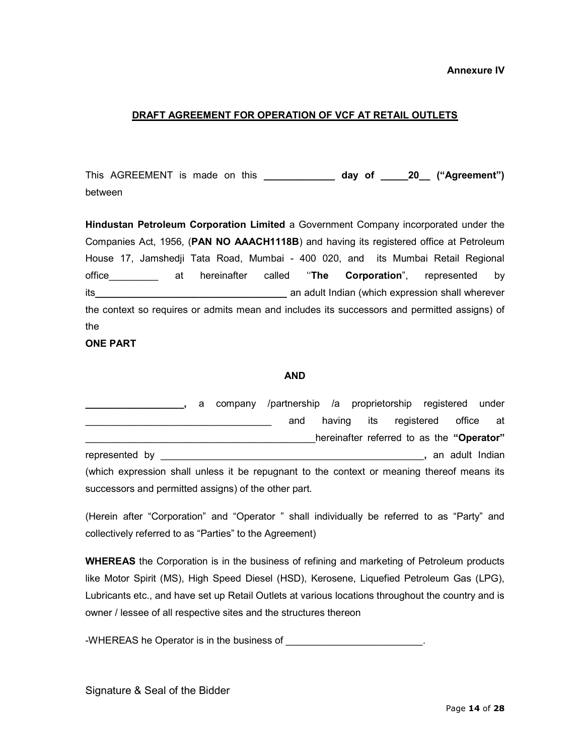**Annexure IV**

## DRAFT AGREEMENT FOR OPERATION OF VCF AT RETAIL OUTLETS

This AGREEMENT is made on this **_____________ day of _____20__ ("Agreement")** between

**Hindustan Petroleum Corporation Limited** a Government Company incorporated under the Companies Act, 1956, (**PAN NO AAACH1118B**) and having its registered office at Petroleum House 17, Jamshedji Tata Road, Mumbai - 400 020, and its Mumbai Retail Regional office_________ at hereinafter called ''**The Corporation**", represented by its**___________________________________** an adult Indian (which expression shall wherever the context so requires or admits mean and includes its successors and permitted assigns) of the

**ONE PART**

**AND**

**__________________,** a company /partnership /a proprietorship registered under __________________________________ and having its registered office at _________________________________________hereinafter referred to as the **"Operator"** represented by _________________________________________________**,** an adult Indian (which expression shall unless it be repugnant to the context or meaning thereof means its successors and permitted assigns) of the other part.

(Herein after "Corporation" and "Operator " shall individually be referred to as "Party" and collectively referred to as "Parties" to the Agreement)

**WHEREAS** the Corporation is in the business of refining and marketing of Petroleum products like Motor Spirit (MS), High Speed Diesel (HSD), Kerosene, Liquefied Petroleum Gas (LPG), Lubricants etc., and have set up Retail Outlets at various locations throughout the country and is owner / lessee of all respective sites and the structures thereon

-WHEREAS he Operator is in the business of _________________________.

Signature & Seal of the Bidder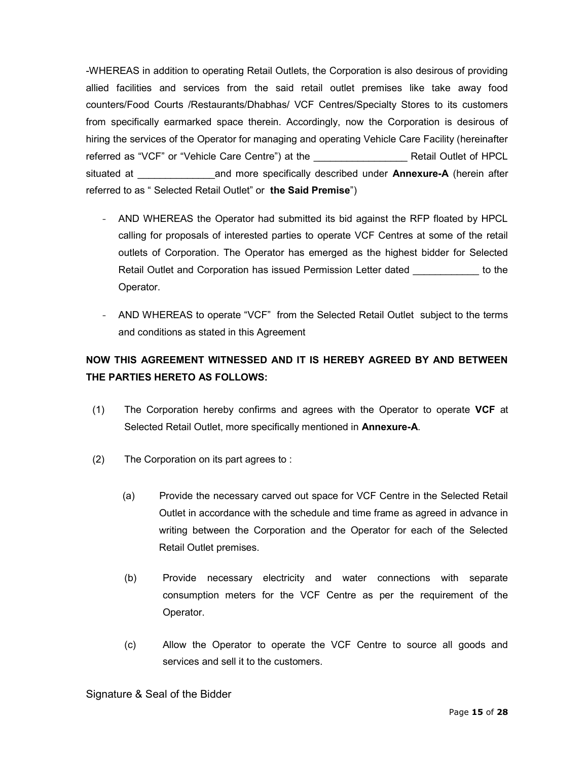-WHEREAS in addition to operating Retail Outlets, the Corporation is also desirous of providing allied facilities and services from the said retail outlet premises like take away food counters/Food Courts /Restaurants/Dhabhas/ VCF Centres/Specialty Stores to its customers from specifically earmarked space therein. Accordingly, now the Corporation is desirous of hiring the services of the Operator for managing and operating Vehicle Care Facility (hereinafter referred as "VCF" or "Vehicle Care Centre") at the _________________ Retail Outlet of HPCL situated at ______________and more specifically described under **Annexure-A** (herein after referred to as " Selected Retail Outlet" or **the Said Premise**")

- AND WHEREAS the Operator had submitted its bid against the RFP floated by HPCL calling for proposals of interested parties to operate VCF Centres at some of the retail outlets of Corporation. The Operator has emerged as the highest bidder for Selected Retail Outlet and Corporation has issued Permission Letter dated ____________ to the Operator.

- AND WHEREAS to operate "VCF" from the Selected Retail Outlet subject to the terms and conditions as stated in this Agreement

**NOW THIS AGREEMENT WITNESSED AND IT IS HEREBY AGREED BY AND BETWEEN THE PARTIES HERETO AS FOLLOWS:**

(1) The Corporation hereby confirms and agrees with the Operator to operate **VCF** at Selected Retail Outlet, more specifically mentioned in **Annexure-A**.

(2) The Corporation on its part agrees to :

  (a) Provide the necessary carved out space for VCF Centre in the Selected Retail Outlet in accordance with the schedule and time frame as agreed in advance in writing between the Corporation and the Operator for each of the Selected Retail Outlet premises.

  (b) Provide necessary electricity and water connections with separate consumption meters for the VCF Centre as per the requirement of the Operator.

  (c) Allow the Operator to operate the VCF Centre to source all goods and services and sell it to the customers.

Signature & Seal of the Bidder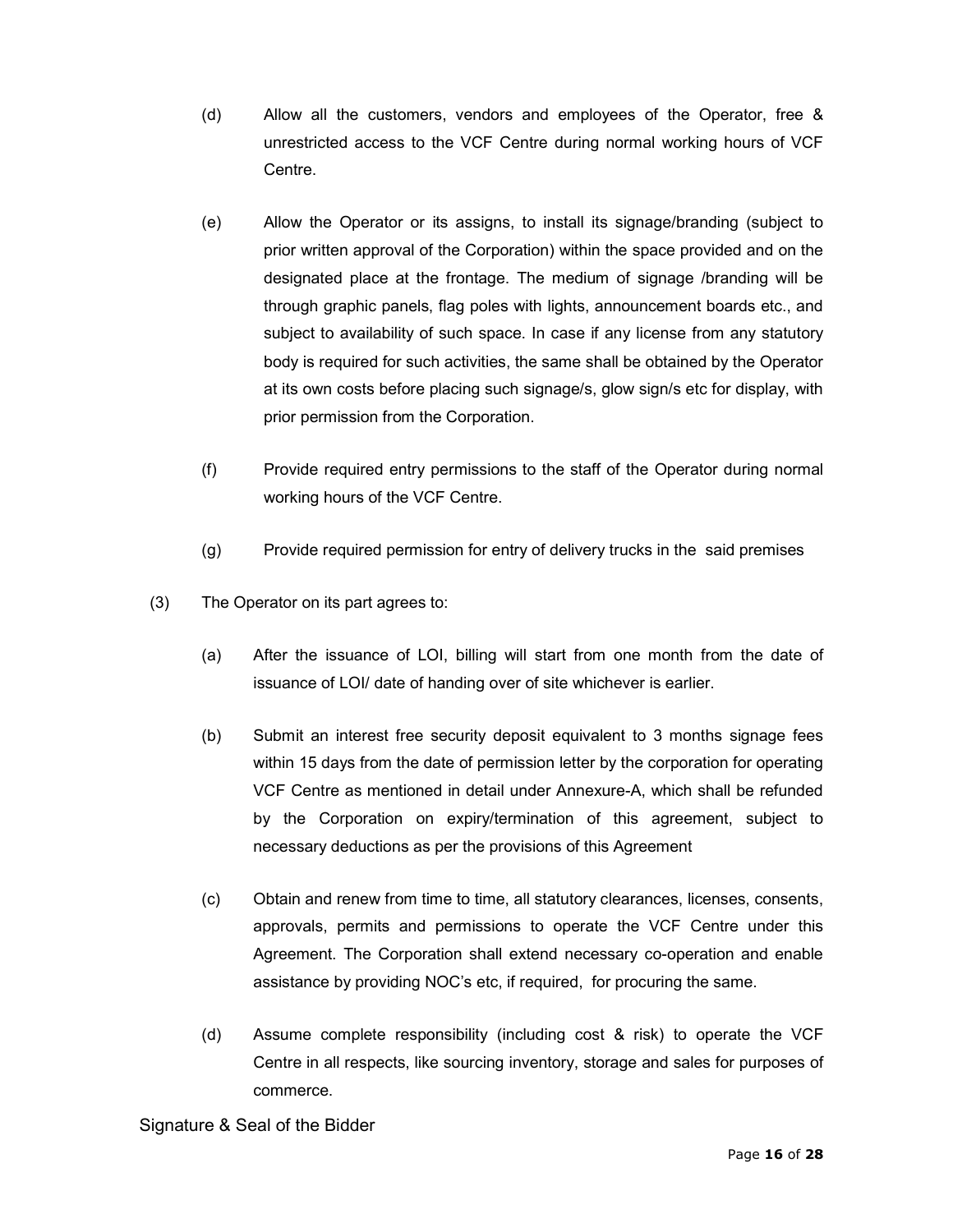(d) Allow all the customers, vendors and employees of the Operator, free & unrestricted access to the VCF Centre during normal working hours of VCF Centre.

(e) Allow the Operator or its assigns, to install its signage/branding (subject to prior written approval of the Corporation) within the space provided and on the designated place at the frontage. The medium of signage /branding will be through graphic panels, flag poles with lights, announcement boards etc., and subject to availability of such space. In case if any license from any statutory body is required for such activities, the same shall be obtained by the Operator at its own costs before placing such signage/s, glow sign/s etc for display, with prior permission from the Corporation.

(f) Provide required entry permissions to the staff of the Operator during normal working hours of the VCF Centre.

(g) Provide required permission for entry of delivery trucks in the said premises

(3) The Operator on its part agrees to:

(a) After the issuance of LOI, billing will start from one month from the date of issuance of LOI/ date of handing over of site whichever is earlier.

(b) Submit an interest free security deposit equivalent to 3 months signage fees within 15 days from the date of permission letter by the corporation for operating VCF Centre as mentioned in detail under Annexure-A, which shall be refunded by the Corporation on expiry/termination of this agreement, subject to necessary deductions as per the provisions of this Agreement

(c) Obtain and renew from time to time, all statutory clearances, licenses, consents, approvals, permits and permissions to operate the VCF Centre under this Agreement. The Corporation shall extend necessary co-operation and enable assistance by providing NOC's etc, if required, for procuring the same.

(d) Assume complete responsibility (including cost & risk) to operate the VCF Centre in all respects, like sourcing inventory, storage and sales for purposes of commerce.

Signature & Seal of the Bidder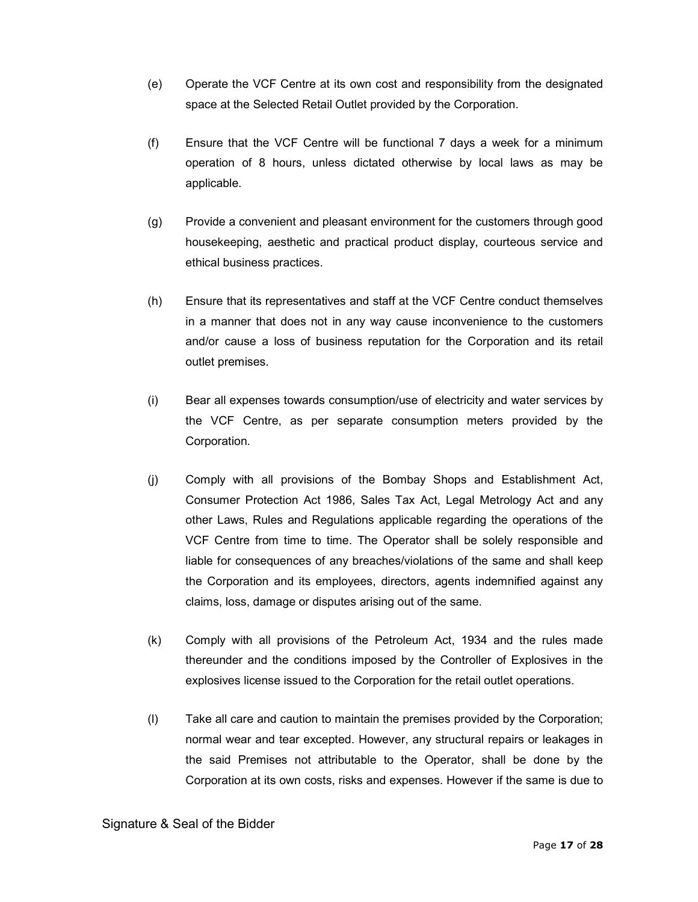(e) Operate the VCF Centre at its own cost and responsibility from the designated space at the Selected Retail Outlet provided by the Corporation.

(f) Ensure that the VCF Centre will be functional 7 days a week for a minimum operation of 8 hours, unless dictated otherwise by local laws as may be applicable.

(g) Provide a convenient and pleasant environment for the customers through good housekeeping, aesthetic and practical product display, courteous service and ethical business practices.

(h) Ensure that its representatives and staff at the VCF Centre conduct themselves in a manner that does not in any way cause inconvenience to the customers and/or cause a loss of business reputation for the Corporation and its retail outlet premises.

(i) Bear all expenses towards consumption/use of electricity and water services by the VCF Centre, as per separate consumption meters provided by the Corporation.

(j) Comply with all provisions of the Bombay Shops and Establishment Act, Consumer Protection Act 1986, Sales Tax Act, Legal Metrology Act and any other Laws, Rules and Regulations applicable regarding the operations of the VCF Centre from time to time. The Operator shall be solely responsible and liable for consequences of any breaches/violations of the same and shall keep the Corporation and its employees, directors, agents indemnified against any claims, loss, damage or disputes arising out of the same.

(k) Comply with all provisions of the Petroleum Act, 1934 and the rules made thereunder and the conditions imposed by the Controller of Explosives in the explosives license issued to the Corporation for the retail outlet operations.

(l) Take all care and caution to maintain the premises provided by the Corporation; normal wear and tear excepted. However, any structural repairs or leakages in the said Premises not attributable to the Operator, shall be done by the Corporation at its own costs, risks and expenses. However if the same is due to

Signature & Seal of the Bidder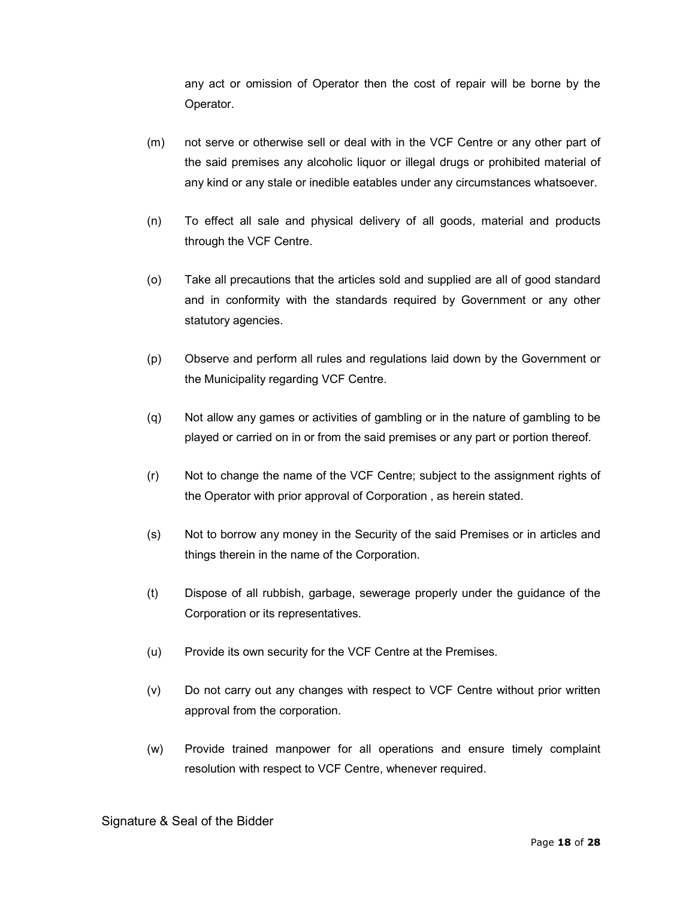any act or omission of Operator then the cost of repair will be borne by the Operator.

(m) not serve or otherwise sell or deal with in the VCF Centre or any other part of the said premises any alcoholic liquor or illegal drugs or prohibited material of any kind or any stale or inedible eatables under any circumstances whatsoever.

(n) To effect all sale and physical delivery of all goods, material and products through the VCF Centre.

(o) Take all precautions that the articles sold and supplied are all of good standard and in conformity with the standards required by Government or any other statutory agencies.

(p) Observe and perform all rules and regulations laid down by the Government or the Municipality regarding VCF Centre.

(q) Not allow any games or activities of gambling or in the nature of gambling to be played or carried on in or from the said premises or any part or portion thereof.

(r) Not to change the name of the VCF Centre; subject to the assignment rights of the Operator with prior approval of Corporation , as herein stated.

(s) Not to borrow any money in the Security of the said Premises or in articles and things therein in the name of the Corporation.

(t) Dispose of all rubbish, garbage, sewerage properly under the guidance of the Corporation or its representatives.

(u) Provide its own security for the VCF Centre at the Premises.

(v) Do not carry out any changes with respect to VCF Centre without prior written approval from the corporation.

(w) Provide trained manpower for all operations and ensure timely complaint resolution with respect to VCF Centre, whenever required.

Signature & Seal of the Bidder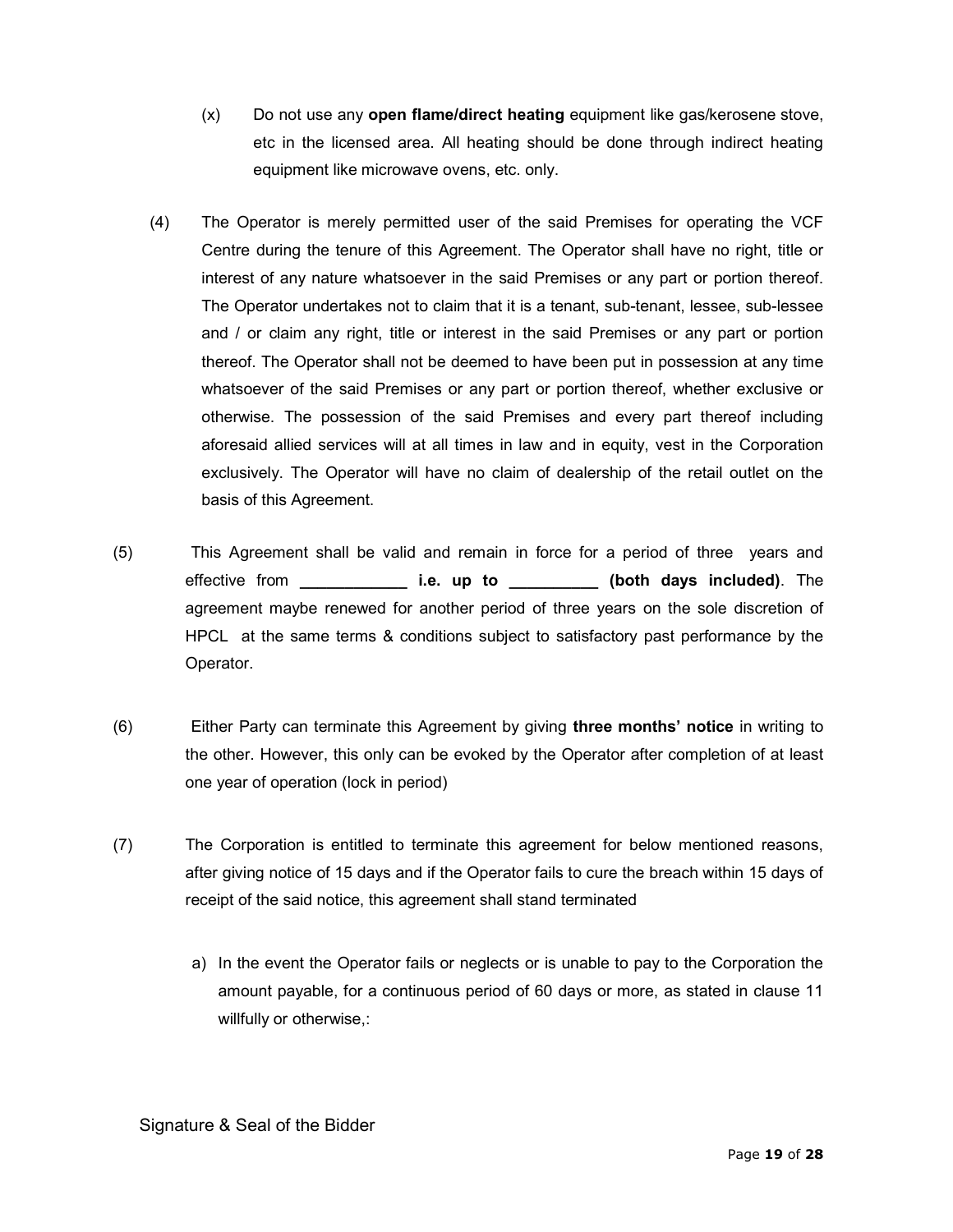(x) Do not use any **open flame/direct heating** equipment like gas/kerosene stove, etc in the licensed area. All heating should be done through indirect heating equipment like microwave ovens, etc. only.

(4) The Operator is merely permitted user of the said Premises for operating the VCF Centre during the tenure of this Agreement. The Operator shall have no right, title or interest of any nature whatsoever in the said Premises or any part or portion thereof. The Operator undertakes not to claim that it is a tenant, sub-tenant, lessee, sub-lessee and / or claim any right, title or interest in the said Premises or any part or portion thereof. The Operator shall not be deemed to have been put in possession at any time whatsoever of the said Premises or any part or portion thereof, whether exclusive or otherwise. The possession of the said Premises and every part thereof including aforesaid allied services will at all times in law and in equity, vest in the Corporation exclusively. The Operator will have no claim of dealership of the retail outlet on the basis of this Agreement.

(5) This Agreement shall be valid and remain in force for a period of three years and effective from **____________ i.e. up to __________ (both days included)**. The agreement maybe renewed for another period of three years on the sole discretion of HPCL at the same terms & conditions subject to satisfactory past performance by the Operator.

(6) Either Party can terminate this Agreement by giving **three months' notice** in writing to the other. However, this only can be evoked by the Operator after completion of at least one year of operation (lock in period)

(7) The Corporation is entitled to terminate this agreement for below mentioned reasons, after giving notice of 15 days and if the Operator fails to cure the breach within 15 days of receipt of the said notice, this agreement shall stand terminated

a) In the event the Operator fails or neglects or is unable to pay to the Corporation the amount payable, for a continuous period of 60 days or more, as stated in clause 11 willfully or otherwise,:

Signature & Seal of the Bidder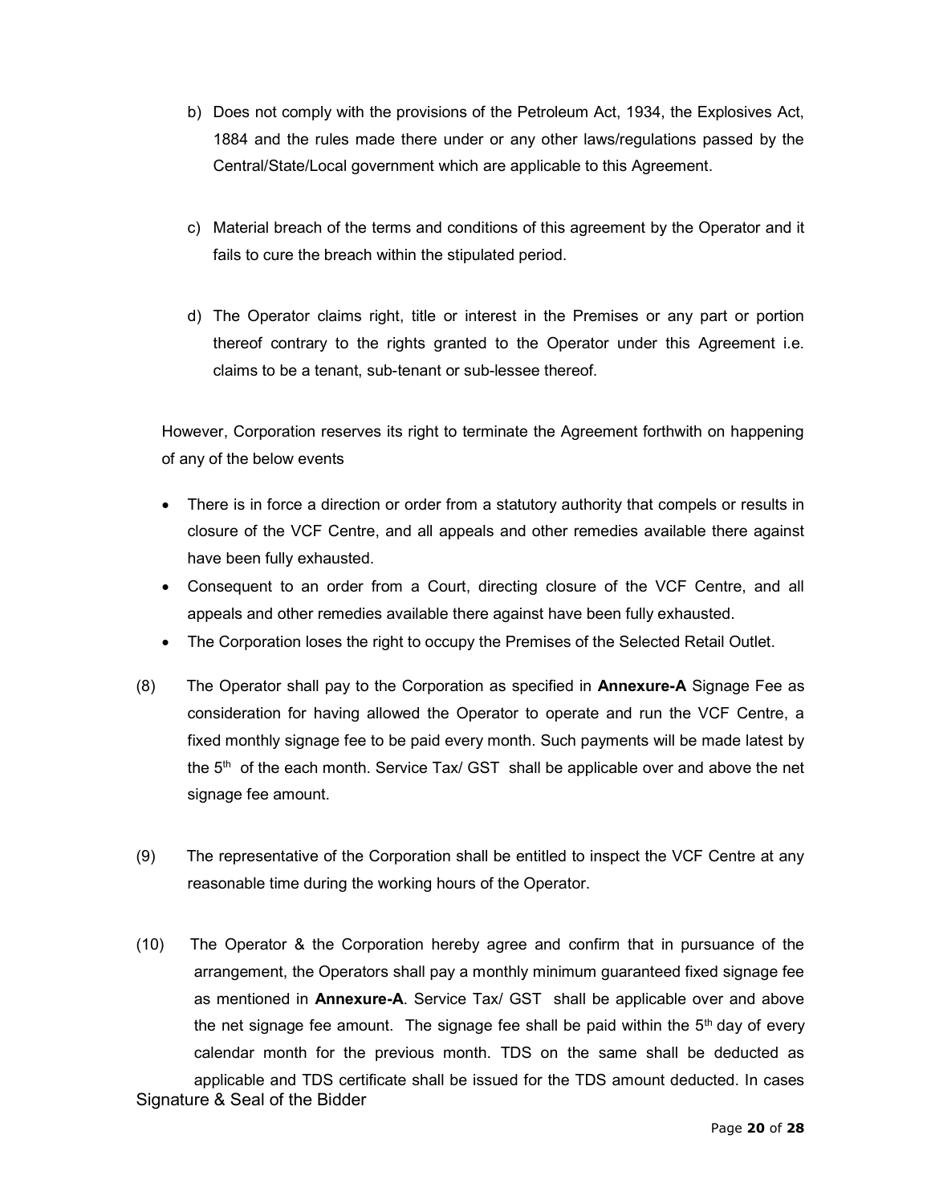b) Does not comply with the provisions of the Petroleum Act, 1934, the Explosives Act, 1884 and the rules made there under or any other laws/regulations passed by the Central/State/Local government which are applicable to this Agreement.

c) Material breach of the terms and conditions of this agreement by the Operator and it fails to cure the breach within the stipulated period.

d) The Operator claims right, title or interest in the Premises or any part or portion thereof contrary to the rights granted to the Operator under this Agreement i.e. claims to be a tenant, sub-tenant or sub-lessee thereof.

However, Corporation reserves its right to terminate the Agreement forthwith on happening of any of the below events

- There is in force a direction or order from a statutory authority that compels or results in closure of the VCF Centre, and all appeals and other remedies available there against have been fully exhausted.
- Consequent to an order from a Court, directing closure of the VCF Centre, and all appeals and other remedies available there against have been fully exhausted.
- The Corporation loses the right to occupy the Premises of the Selected Retail Outlet.

(8) The Operator shall pay to the Corporation as specified in **Annexure-A** Signage Fee as consideration for having allowed the Operator to operate and run the VCF Centre, a fixed monthly signage fee to be paid every month. Such payments will be made latest by the 5th of the each month. Service Tax/ GST shall be applicable over and above the net signage fee amount.

(9) The representative of the Corporation shall be entitled to inspect the VCF Centre at any reasonable time during the working hours of the Operator.

(10) The Operator & the Corporation hereby agree and confirm that in pursuance of the arrangement, the Operators shall pay a monthly minimum guaranteed fixed signage fee as mentioned in **Annexure-A**. Service Tax/ GST shall be applicable over and above the net signage fee amount. The signage fee shall be paid within the 5th day of every calendar month for the previous month. TDS on the same shall be deducted as applicable and TDS certificate shall be issued for the TDS amount deducted. In cases

Signature & Seal of the Bidder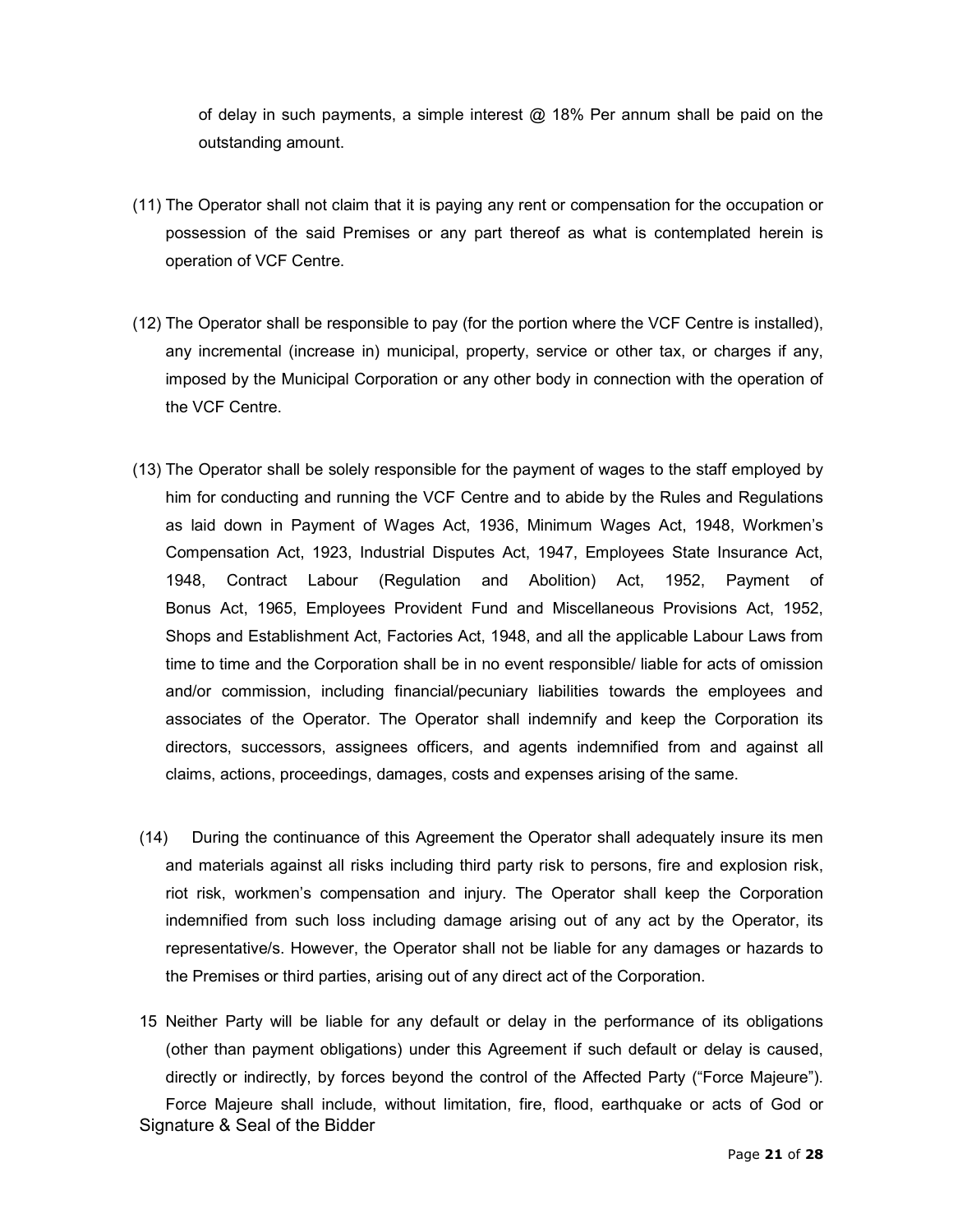of delay in such payments, a simple interest @ 18% Per annum shall be paid on the outstanding amount.

(11) The Operator shall not claim that it is paying any rent or compensation for the occupation or possession of the said Premises or any part thereof as what is contemplated herein is operation of VCF Centre.

(12) The Operator shall be responsible to pay (for the portion where the VCF Centre is installed), any incremental (increase in) municipal, property, service or other tax, or charges if any, imposed by the Municipal Corporation or any other body in connection with the operation of the VCF Centre.

(13) The Operator shall be solely responsible for the payment of wages to the staff employed by him for conducting and running the VCF Centre and to abide by the Rules and Regulations as laid down in Payment of Wages Act, 1936, Minimum Wages Act, 1948, Workmen's Compensation Act, 1923, Industrial Disputes Act, 1947, Employees State Insurance Act, 1948, Contract Labour (Regulation and Abolition) Act, 1952, Payment of Bonus Act, 1965, Employees Provident Fund and Miscellaneous Provisions Act, 1952, Shops and Establishment Act, Factories Act, 1948, and all the applicable Labour Laws from time to time and the Corporation shall be in no event responsible/ liable for acts of omission and/or commission, including financial/pecuniary liabilities towards the employees and associates of the Operator. The Operator shall indemnify and keep the Corporation its directors, successors, assignees officers, and agents indemnified from and against all claims, actions, proceedings, damages, costs and expenses arising of the same.

(14) During the continuance of this Agreement the Operator shall adequately insure its men and materials against all risks including third party risk to persons, fire and explosion risk, riot risk, workmen's compensation and injury. The Operator shall keep the Corporation indemnified from such loss including damage arising out of any act by the Operator, its representative/s. However, the Operator shall not be liable for any damages or hazards to the Premises or third parties, arising out of any direct act of the Corporation.

15 Neither Party will be liable for any default or delay in the performance of its obligations (other than payment obligations) under this Agreement if such default or delay is caused, directly or indirectly, by forces beyond the control of the Affected Party ("Force Majeure"). Force Majeure shall include, without limitation, fire, flood, earthquake or acts of God or

Signature & Seal of the Bidder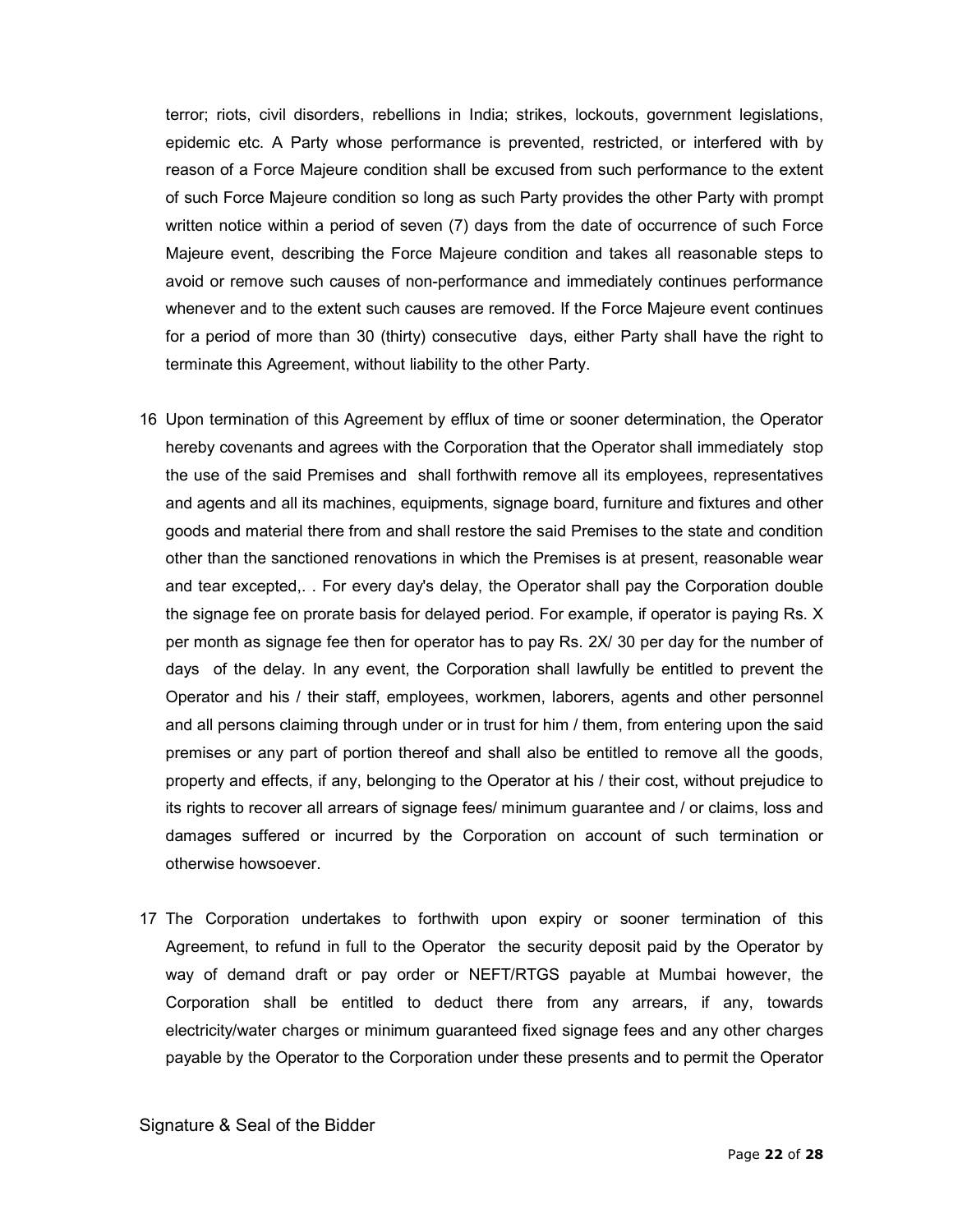terror; riots, civil disorders, rebellions in India; strikes, lockouts, government legislations, epidemic etc. A Party whose performance is prevented, restricted, or interfered with by reason of a Force Majeure condition shall be excused from such performance to the extent of such Force Majeure condition so long as such Party provides the other Party with prompt written notice within a period of seven (7) days from the date of occurrence of such Force Majeure event, describing the Force Majeure condition and takes all reasonable steps to avoid or remove such causes of non-performance and immediately continues performance whenever and to the extent such causes are removed. If the Force Majeure event continues for a period of more than 30 (thirty) consecutive days, either Party shall have the right to terminate this Agreement, without liability to the other Party.

16 Upon termination of this Agreement by efflux of time or sooner determination, the Operator hereby covenants and agrees with the Corporation that the Operator shall immediately stop the use of the said Premises and shall forthwith remove all its employees, representatives and agents and all its machines, equipments, signage board, furniture and fixtures and other goods and material there from and shall restore the said Premises to the state and condition other than the sanctioned renovations in which the Premises is at present, reasonable wear and tear excepted,. . For every day's delay, the Operator shall pay the Corporation double the signage fee on prorate basis for delayed period. For example, if operator is paying Rs. X per month as signage fee then for operator has to pay Rs. 2X/ 30 per day for the number of days of the delay. In any event, the Corporation shall lawfully be entitled to prevent the Operator and his / their staff, employees, workmen, laborers, agents and other personnel and all persons claiming through under or in trust for him / them, from entering upon the said premises or any part of portion thereof and shall also be entitled to remove all the goods, property and effects, if any, belonging to the Operator at his / their cost, without prejudice to its rights to recover all arrears of signage fees/ minimum guarantee and / or claims, loss and damages suffered or incurred by the Corporation on account of such termination or otherwise howsoever.

17 The Corporation undertakes to forthwith upon expiry or sooner termination of this Agreement, to refund in full to the Operator the security deposit paid by the Operator by way of demand draft or pay order or NEFT/RTGS payable at Mumbai however, the Corporation shall be entitled to deduct there from any arrears, if any, towards electricity/water charges or minimum guaranteed fixed signage fees and any other charges payable by the Operator to the Corporation under these presents and to permit the Operator

Signature & Seal of the Bidder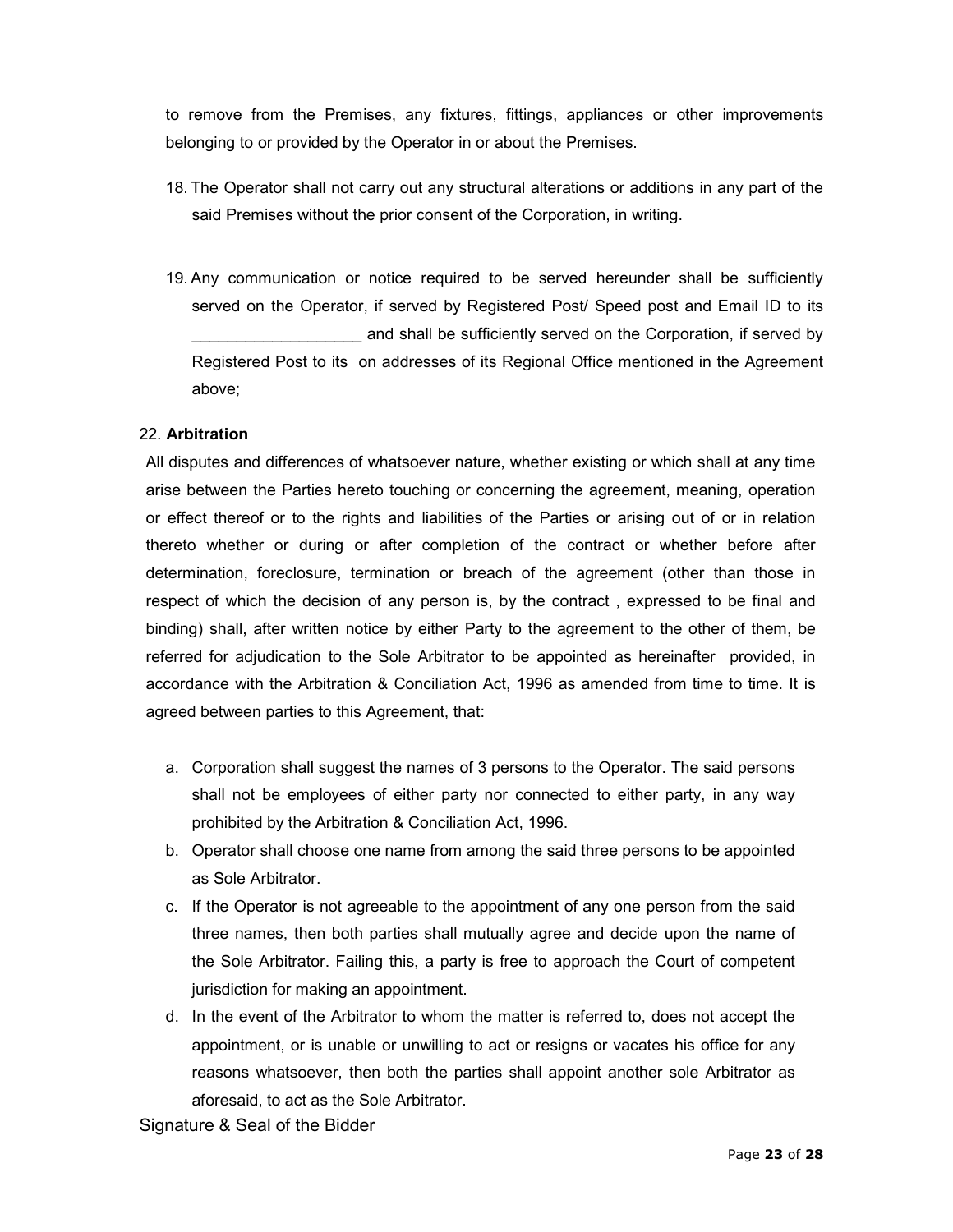to remove from the Premises, any fixtures, fittings, appliances or other improvements belonging to or provided by the Operator in or about the Premises.

18. The Operator shall not carry out any structural alterations or additions in any part of the said Premises without the prior consent of the Corporation, in writing.

19. Any communication or notice required to be served hereunder shall be sufficiently served on the Operator, if served by Registered Post/ Speed post and Email ID to its ___________________ and shall be sufficiently served on the Corporation, if served by Registered Post to its on addresses of its Regional Office mentioned in the Agreement above;

22. **Arbitration**

All disputes and differences of whatsoever nature, whether existing or which shall at any time arise between the Parties hereto touching or concerning the agreement, meaning, operation or effect thereof or to the rights and liabilities of the Parties or arising out of or in relation thereto whether or during or after completion of the contract or whether before after determination, foreclosure, termination or breach of the agreement (other than those in respect of which the decision of any person is, by the contract , expressed to be final and binding) shall, after written notice by either Party to the agreement to the other of them, be referred for adjudication to the Sole Arbitrator to be appointed as hereinafter provided, in accordance with the Arbitration & Conciliation Act, 1996 as amended from time to time. It is agreed between parties to this Agreement, that:

a. Corporation shall suggest the names of 3 persons to the Operator. The said persons shall not be employees of either party nor connected to either party, in any way prohibited by the Arbitration & Conciliation Act, 1996.
b. Operator shall choose one name from among the said three persons to be appointed as Sole Arbitrator.
c. If the Operator is not agreeable to the appointment of any one person from the said three names, then both parties shall mutually agree and decide upon the name of the Sole Arbitrator. Failing this, a party is free to approach the Court of competent jurisdiction for making an appointment.
d. In the event of the Arbitrator to whom the matter is referred to, does not accept the appointment, or is unable or unwilling to act or resigns or vacates his office for any reasons whatsoever, then both the parties shall appoint another sole Arbitrator as aforesaid, to act as the Sole Arbitrator.

Signature & Seal of the Bidder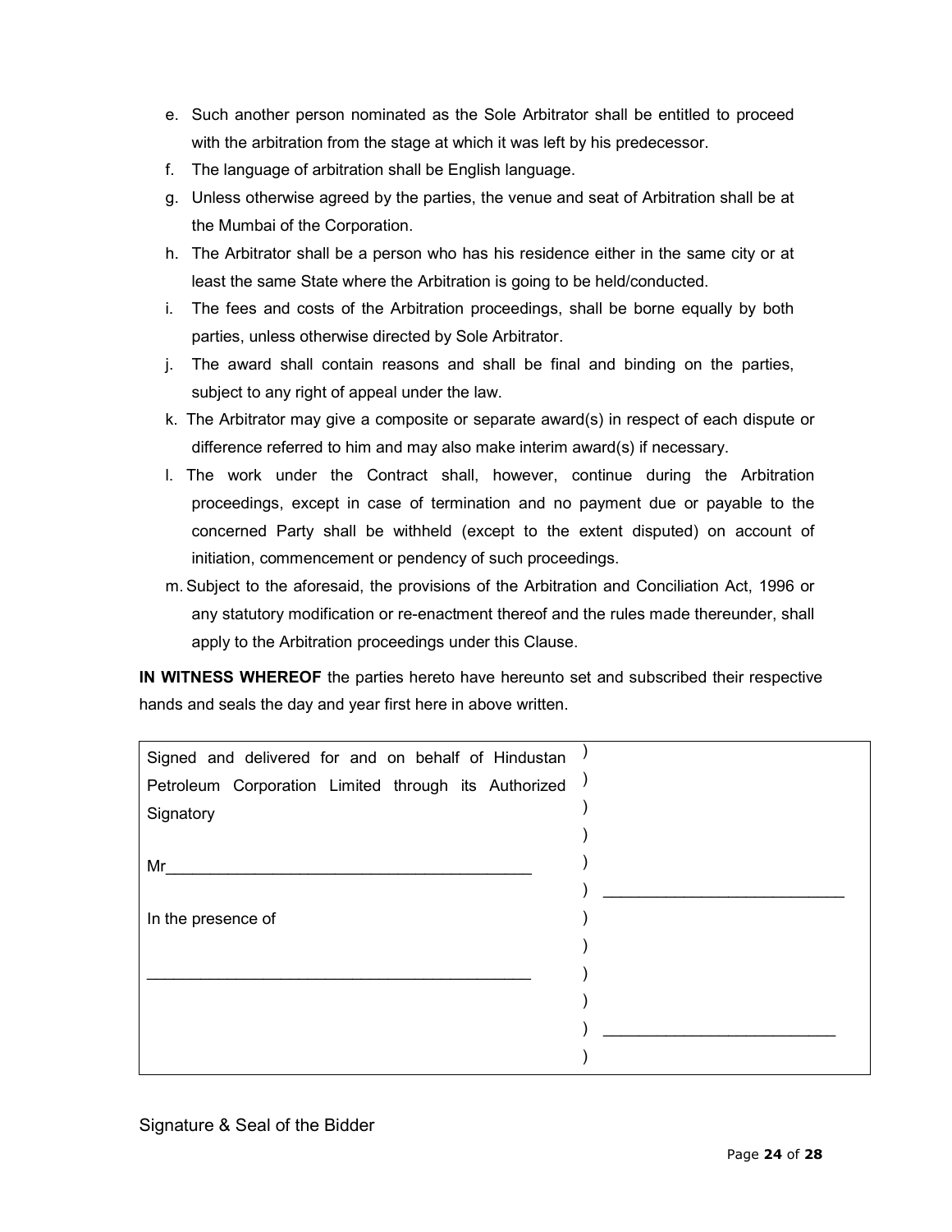e. Such another person nominated as the Sole Arbitrator shall be entitled to proceed with the arbitration from the stage at which it was left by his predecessor.

f. The language of arbitration shall be English language.

g. Unless otherwise agreed by the parties, the venue and seat of Arbitration shall be at the Mumbai of the Corporation.

h. The Arbitrator shall be a person who has his residence either in the same city or at least the same State where the Arbitration is going to be held/conducted.

i. The fees and costs of the Arbitration proceedings, shall be borne equally by both parties, unless otherwise directed by Sole Arbitrator.

j. The award shall contain reasons and shall be final and binding on the parties, subject to any right of appeal under the law.

k. The Arbitrator may give a composite or separate award(s) in respect of each dispute or difference referred to him and may also make interim award(s) if necessary.

l. The work under the Contract shall, however, continue during the Arbitration proceedings, except in case of termination and no payment due or payable to the concerned Party shall be withheld (except to the extent disputed) on account of initiation, commencement or pendency of such proceedings.

m. Subject to the aforesaid, the provisions of the Arbitration and Conciliation Act, 1996 or any statutory modification or re-enactment thereof and the rules made thereunder, shall apply to the Arbitration proceedings under this Clause.

**IN WITNESS WHEREOF** the parties hereto have hereunto set and subscribed their respective hands and seals the day and year first here in above written.

| | | |
|---|---|---|
| Signed and delivered for and on behalf of Hindustan Petroleum Corporation Limited through its Authorized Signatory<br><br>Mr\_\_\_\_\_\_\_\_\_\_\_\_\_\_\_\_\_\_\_\_\_\_\_\_\_\_\_\_\_\_\_\_\_\_\_\_ | ) | \_\_\_\_\_\_\_\_\_\_\_\_\_\_\_\_\_\_\_\_\_\_\_\_ |
| In the presence of<br><br>\_\_\_\_\_\_\_\_\_\_\_\_\_\_\_\_\_\_\_\_\_\_\_\_\_\_\_\_\_\_\_\_\_\_\_\_\_\_ | ) | \_\_\_\_\_\_\_\_\_\_\_\_\_\_\_\_\_\_\_\_\_\_\_\_ |

Signature & Seal of the Bidder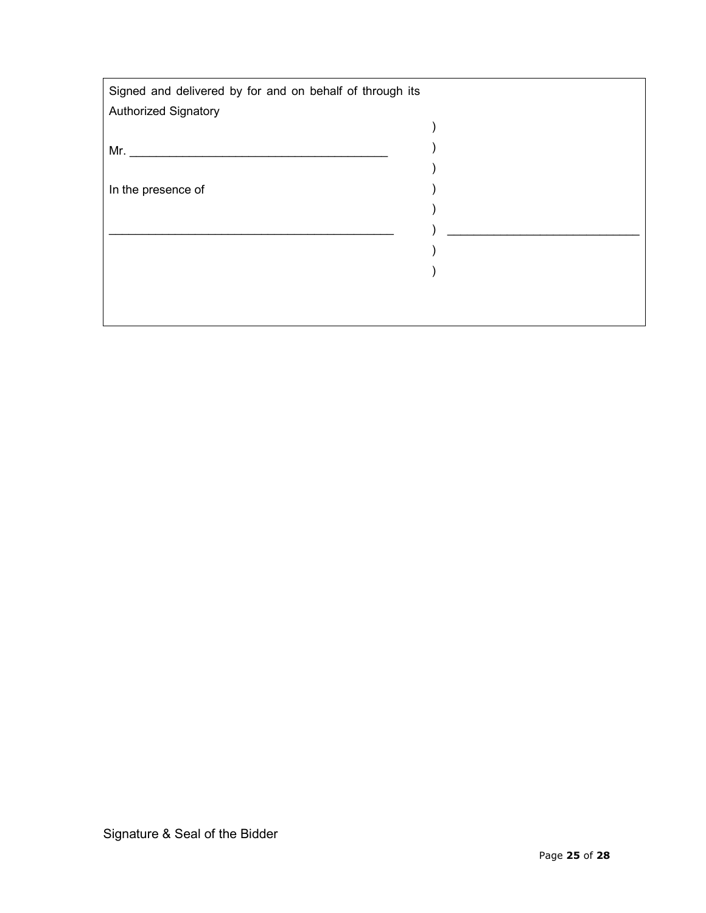| Signed and delivered by for and on behalf of through its Authorized Signatory | | |
|---|---|---|
| | ) | |
| Mr. ________________________________________ | ) | |
| | ) | |
| In the presence of | ) | |
| | ) | |
| _____________________________________________ | ) | _____________________________ |
| | ) | |
| | ) | |

Signature & Seal of the Bidder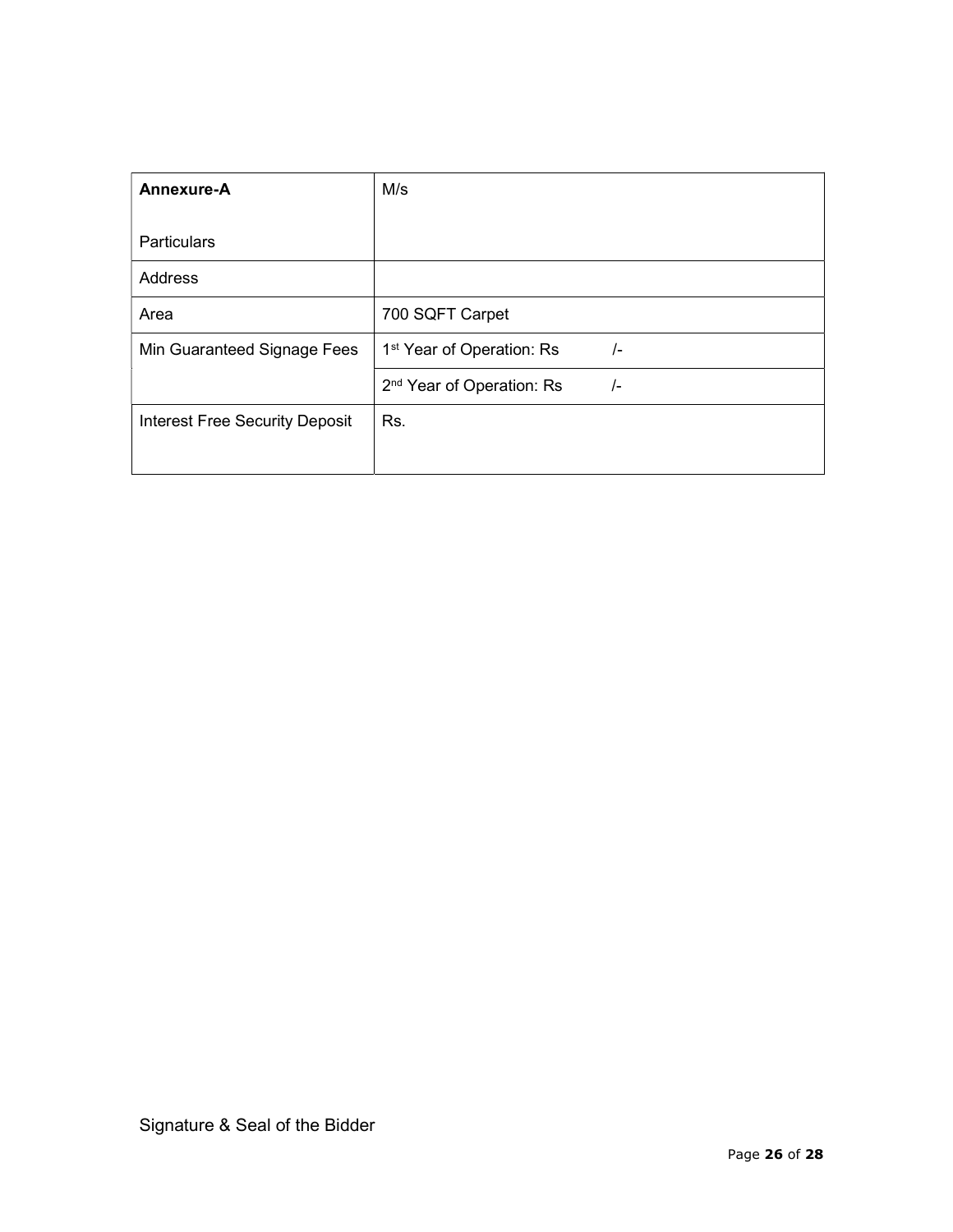| **Annexure-A**<br><br>Particulars | M/s |
|---|---|
| Address | |
| Area | 700 SQFT Carpet |
| Min Guaranteed Signage Fees | 1st Year of Operation: Rs /- |
| | 2nd Year of Operation: Rs /- |
| Interest Free Security Deposit | Rs. |

Signature & Seal of the Bidder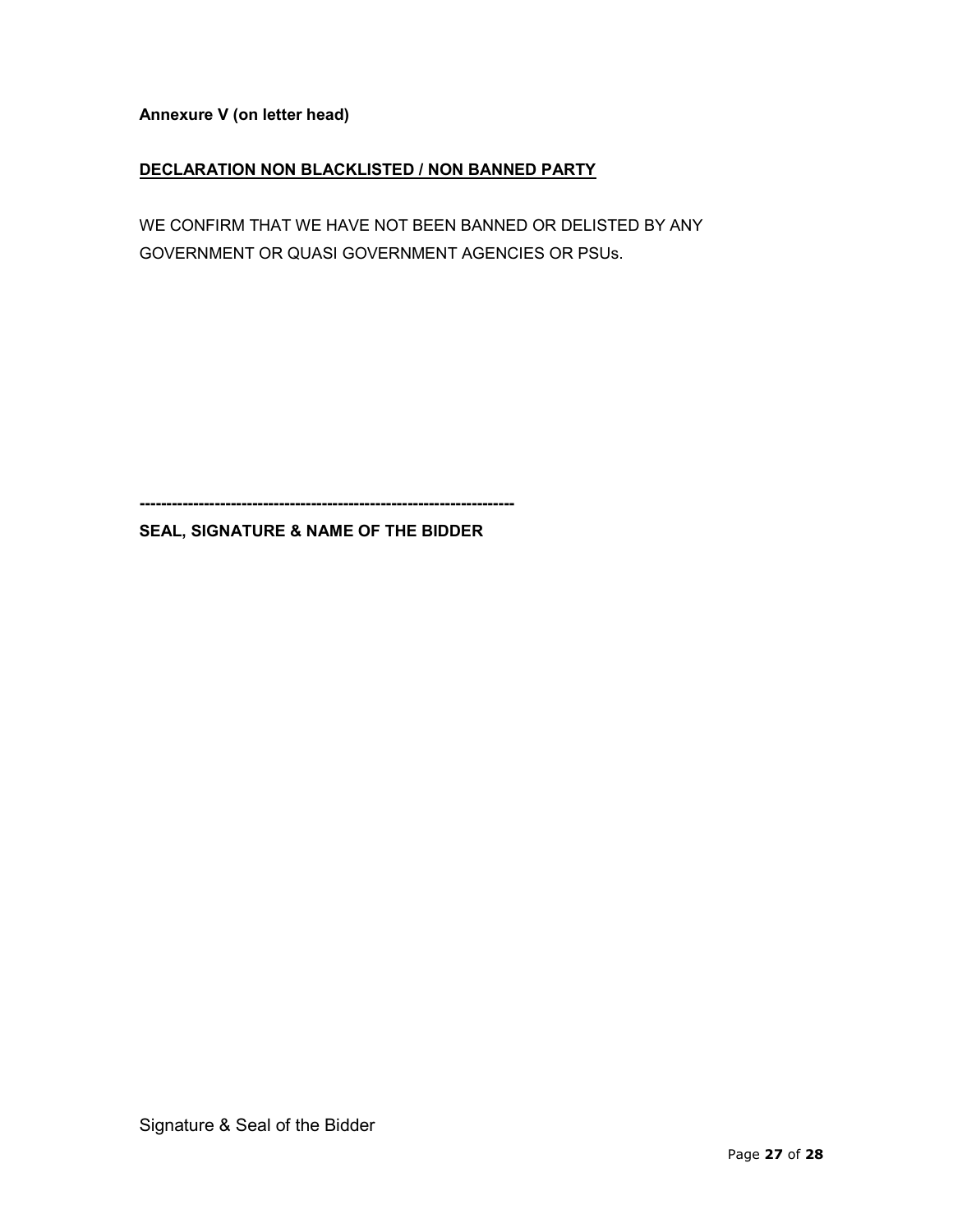**Annexure V (on letter head)**

**DECLARATION NON BLACKLISTED / NON BANNED PARTY**

WE CONFIRM THAT WE HAVE NOT BEEN BANNED OR DELISTED BY ANY GOVERNMENT OR QUASI GOVERNMENT AGENCIES OR PSUs.

**---------------------------------------------------------------------**

**SEAL, SIGNATURE & NAME OF THE BIDDER**

Signature & Seal of the Bidder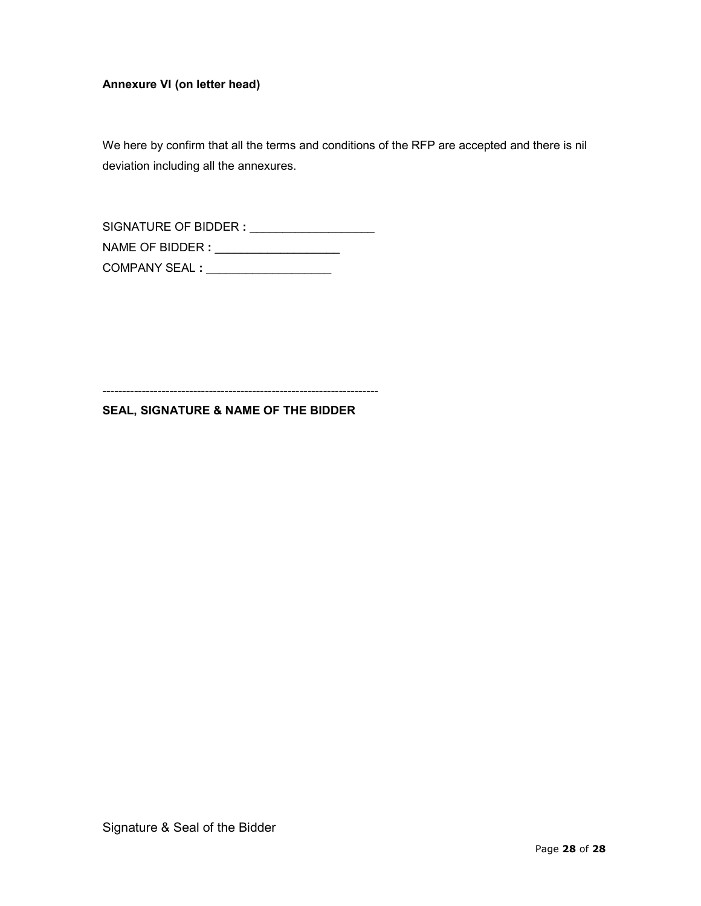**Annexure VI (on letter head)**

We here by confirm that all the terms and conditions of the RFP are accepted and there is nil deviation including all the annexures.

SIGNATURE OF BIDDER **:** ___________________

NAME OF BIDDER **:** ___________________

COMPANY SEAL **:** ___________________

-----------------------------------------------------------------------

**SEAL, SIGNATURE & NAME OF THE BIDDER**

Signature & Seal of the Bidder